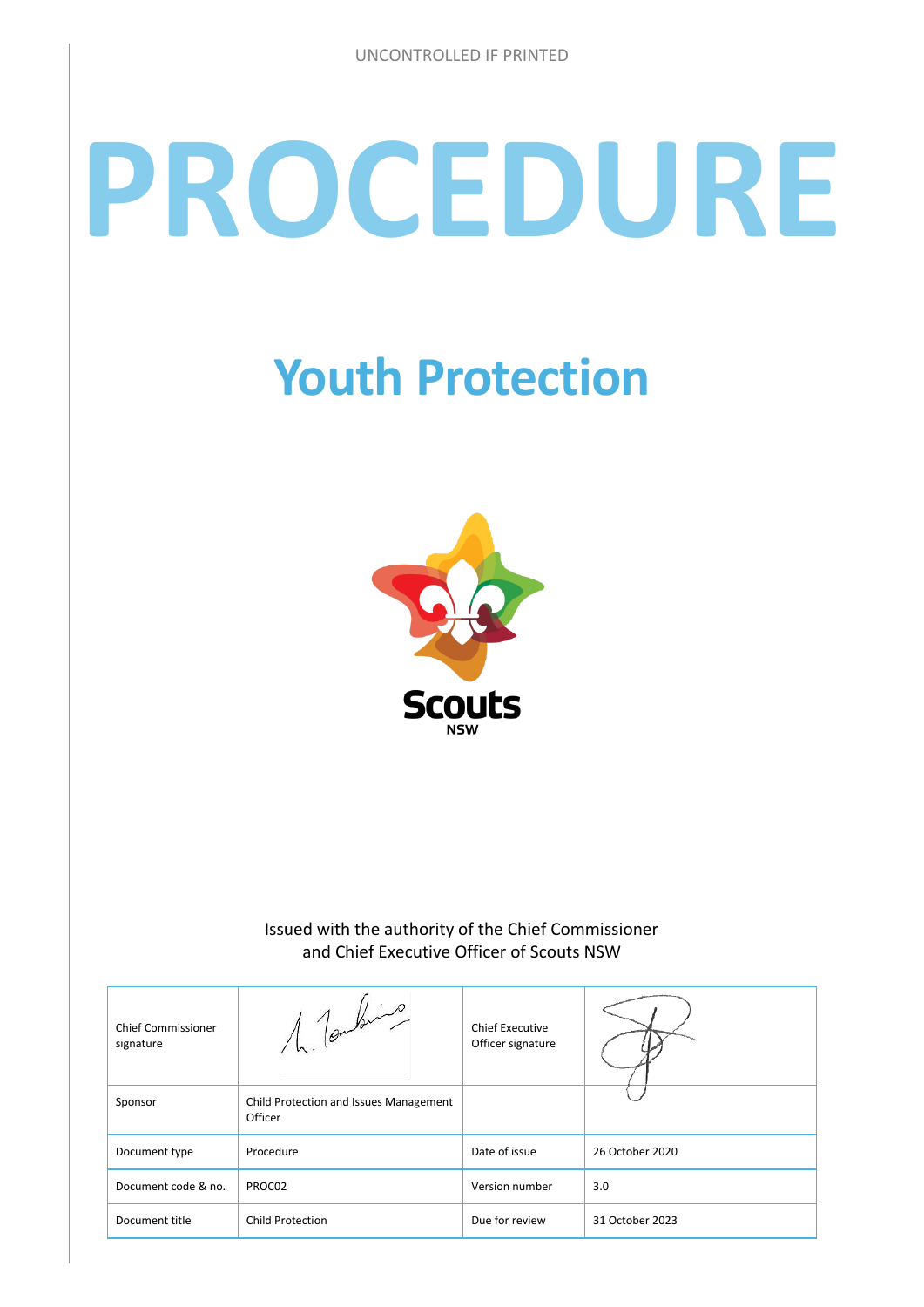UNCONTROLLED IF PRINTED

# PROCEDURE

## Youth Protection

Issued with the authority of the Chief Commissioner and Chief Executive Officer of Scouts NSW

| Chief Commissioner signature | | Chief Executive Officer signature | |
|---|---|---|---|
| Sponsor | Child Protection and Issues Management Officer | | |
| Document type | Procedure | Date of issue | 26 October 2020 |
| Document code & no. | PROC02 | Version number | 3.0 |
| Document title | Child Protection | Due for review | 31 October 2023 |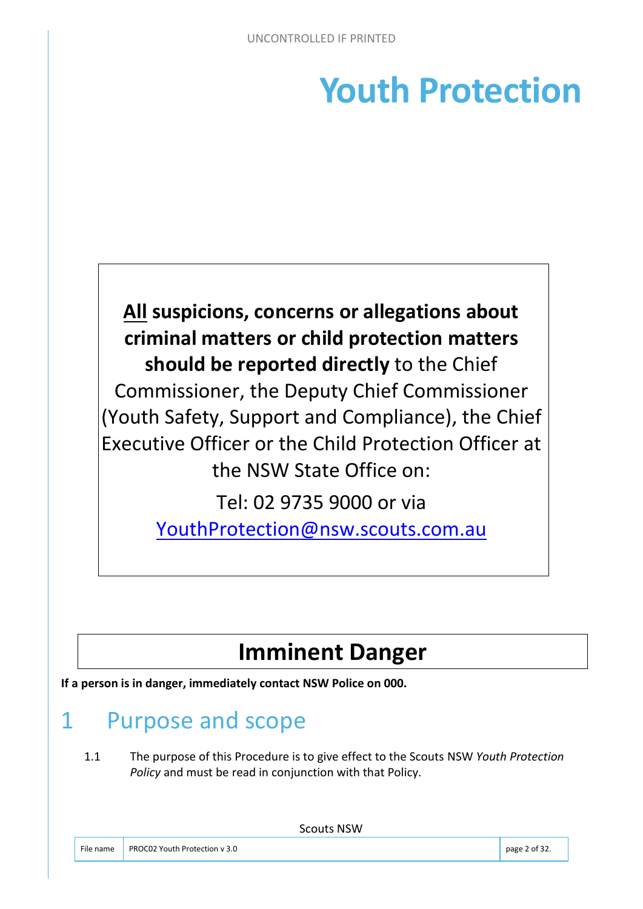# Youth Protection

**<u>All</u> suspicions, concerns or allegations about criminal matters or child protection matters should be reported directly** to the Chief Commissioner, the Deputy Chief Commissioner (Youth Safety, Support and Compliance), the Chief Executive Officer or the Child Protection Officer at the NSW State Office on:

Tel: 02 9735 9000 or via

YouthProtection@nsw.scouts.com.au

## Imminent Danger

**If a person is in danger, immediately contact NSW Police on 000.**

# 1 Purpose and scope

1.1 The purpose of this Procedure is to give effect to the Scouts NSW *Youth Protection Policy* and must be read in conjunction with that Policy.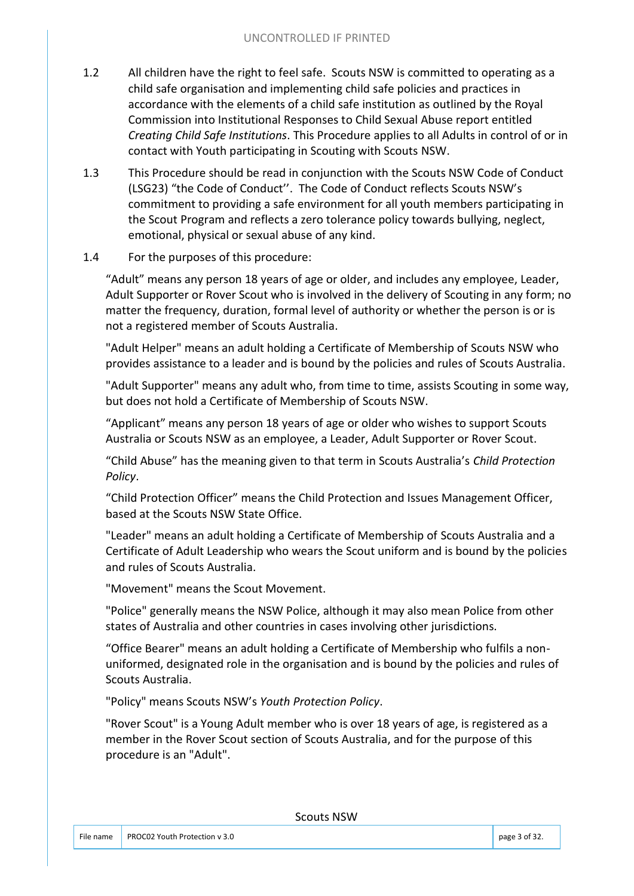1.2 All children have the right to feel safe. Scouts NSW is committed to operating as a child safe organisation and implementing child safe policies and practices in accordance with the elements of a child safe institution as outlined by the Royal Commission into Institutional Responses to Child Sexual Abuse report entitled *Creating Child Safe Institutions*. This Procedure applies to all Adults in control of or in contact with Youth participating in Scouting with Scouts NSW.

1.3 This Procedure should be read in conjunction with the Scouts NSW Code of Conduct (LSG23) "the Code of Conduct''. The Code of Conduct reflects Scouts NSW's commitment to providing a safe environment for all youth members participating in the Scout Program and reflects a zero tolerance policy towards bullying, neglect, emotional, physical or sexual abuse of any kind.

1.4 For the purposes of this procedure:

"Adult" means any person 18 years of age or older, and includes any employee, Leader, Adult Supporter or Rover Scout who is involved in the delivery of Scouting in any form; no matter the frequency, duration, formal level of authority or whether the person is or is not a registered member of Scouts Australia.

"Adult Helper" means an adult holding a Certificate of Membership of Scouts NSW who provides assistance to a leader and is bound by the policies and rules of Scouts Australia.

"Adult Supporter" means any adult who, from time to time, assists Scouting in some way, but does not hold a Certificate of Membership of Scouts NSW.

"Applicant" means any person 18 years of age or older who wishes to support Scouts Australia or Scouts NSW as an employee, a Leader, Adult Supporter or Rover Scout.

"Child Abuse" has the meaning given to that term in Scouts Australia's *Child Protection Policy*.

"Child Protection Officer" means the Child Protection and Issues Management Officer, based at the Scouts NSW State Office.

"Leader" means an adult holding a Certificate of Membership of Scouts Australia and a Certificate of Adult Leadership who wears the Scout uniform and is bound by the policies and rules of Scouts Australia.

"Movement" means the Scout Movement.

"Police" generally means the NSW Police, although it may also mean Police from other states of Australia and other countries in cases involving other jurisdictions.

"Office Bearer" means an adult holding a Certificate of Membership who fulfils a non-uniformed, designated role in the organisation and is bound by the policies and rules of Scouts Australia.

"Policy" means Scouts NSW's *Youth Protection Policy*.

"Rover Scout" is a Young Adult member who is over 18 years of age, is registered as a member in the Rover Scout section of Scouts Australia, and for the purpose of this procedure is an "Adult".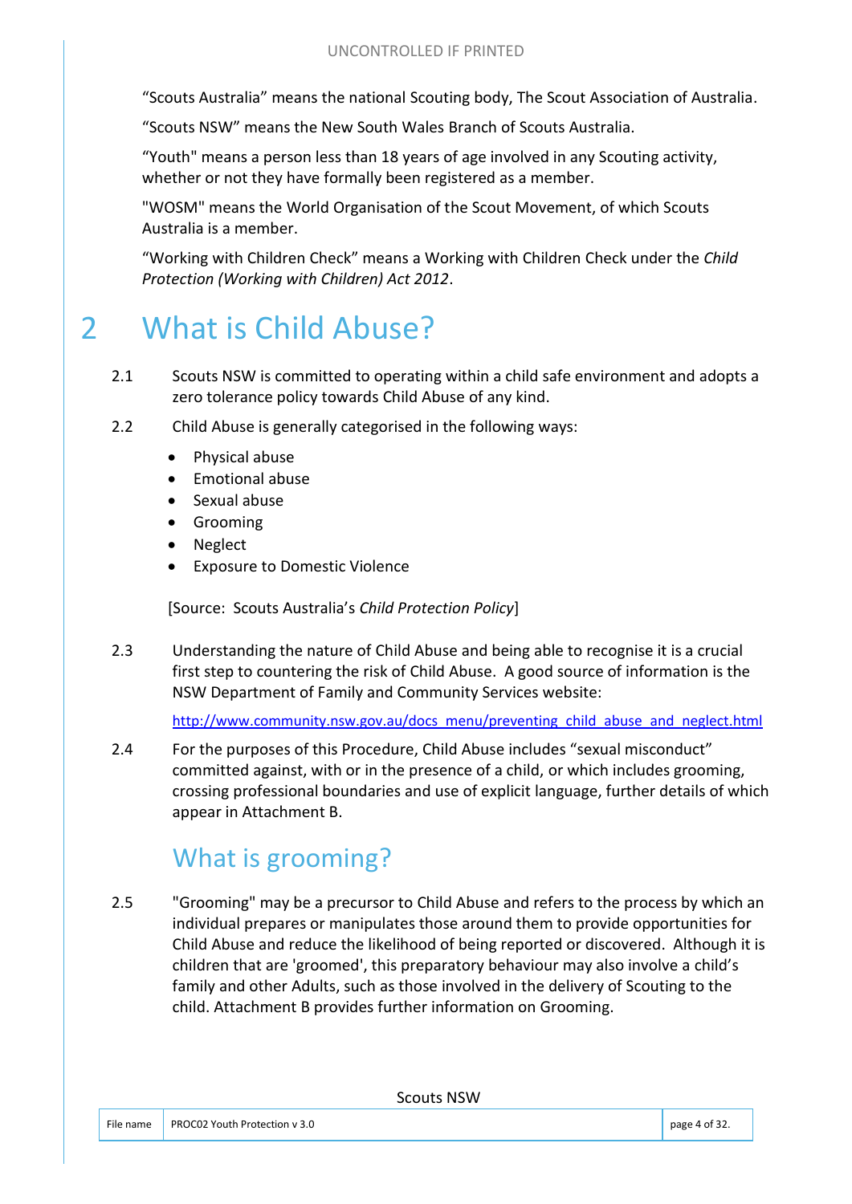"Scouts Australia" means the national Scouting body, The Scout Association of Australia.

"Scouts NSW" means the New South Wales Branch of Scouts Australia.

"Youth" means a person less than 18 years of age involved in any Scouting activity, whether or not they have formally been registered as a member.

"WOSM" means the World Organisation of the Scout Movement, of which Scouts Australia is a member.

"Working with Children Check" means a Working with Children Check under the *Child Protection (Working with Children) Act 2012*.

# 2 What is Child Abuse?

2.1 Scouts NSW is committed to operating within a child safe environment and adopts a zero tolerance policy towards Child Abuse of any kind.

2.2 Child Abuse is generally categorised in the following ways:

- Physical abuse
- Emotional abuse
- Sexual abuse
- Grooming
- Neglect
- Exposure to Domestic Violence

[Source: Scouts Australia's *Child Protection Policy*]

2.3 Understanding the nature of Child Abuse and being able to recognise it is a crucial first step to countering the risk of Child Abuse. A good source of information is the NSW Department of Family and Community Services website:

http://www.community.nsw.gov.au/docs_menu/preventing_child_abuse_and_neglect.html

2.4 For the purposes of this Procedure, Child Abuse includes "sexual misconduct" committed against, with or in the presence of a child, or which includes grooming, crossing professional boundaries and use of explicit language, further details of which appear in Attachment B.

## What is grooming?

2.5 "Grooming" may be a precursor to Child Abuse and refers to the process by which an individual prepares or manipulates those around them to provide opportunities for Child Abuse and reduce the likelihood of being reported or discovered. Although it is children that are 'groomed', this preparatory behaviour may also involve a child's family and other Adults, such as those involved in the delivery of Scouting to the child. Attachment B provides further information on Grooming.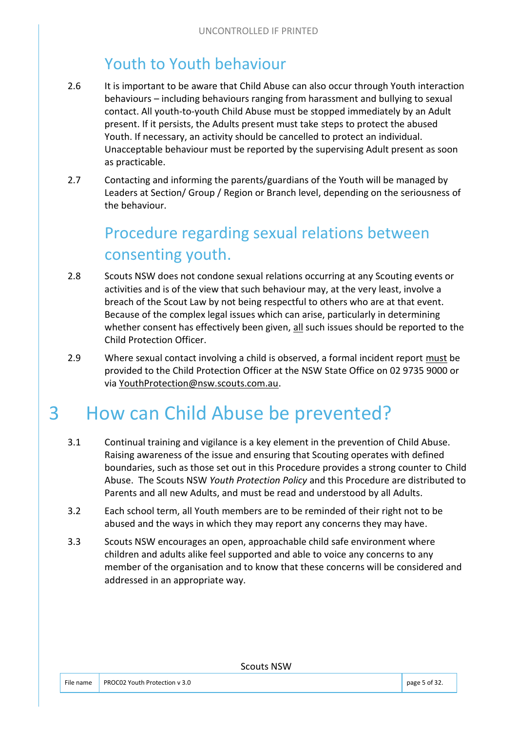## Youth to Youth behaviour

2.6 It is important to be aware that Child Abuse can also occur through Youth interaction behaviours – including behaviours ranging from harassment and bullying to sexual contact. All youth-to-youth Child Abuse must be stopped immediately by an Adult present. If it persists, the Adults present must take steps to protect the abused Youth. If necessary, an activity should be cancelled to protect an individual. Unacceptable behaviour must be reported by the supervising Adult present as soon as practicable.

2.7 Contacting and informing the parents/guardians of the Youth will be managed by Leaders at Section/ Group / Region or Branch level, depending on the seriousness of the behaviour.

## Procedure regarding sexual relations between consenting youth.

2.8 Scouts NSW does not condone sexual relations occurring at any Scouting events or activities and is of the view that such behaviour may, at the very least, involve a breach of the Scout Law by not being respectful to others who are at that event. Because of the complex legal issues which can arise, particularly in determining whether consent has effectively been given, <u>all</u> such issues should be reported to the Child Protection Officer.

2.9 Where sexual contact involving a child is observed, a formal incident report <u>must</u> be provided to the Child Protection Officer at the NSW State Office on 02 9735 9000 or via YouthProtection@nsw.scouts.com.au.

# 3 How can Child Abuse be prevented?

3.1 Continual training and vigilance is a key element in the prevention of Child Abuse. Raising awareness of the issue and ensuring that Scouting operates with defined boundaries, such as those set out in this Procedure provides a strong counter to Child Abuse. The Scouts NSW *Youth Protection Policy* and this Procedure are distributed to Parents and all new Adults, and must be read and understood by all Adults.

3.2 Each school term, all Youth members are to be reminded of their right not to be abused and the ways in which they may report any concerns they may have.

3.3 Scouts NSW encourages an open, approachable child safe environment where children and adults alike feel supported and able to voice any concerns to any member of the organisation and to know that these concerns will be considered and addressed in an appropriate way.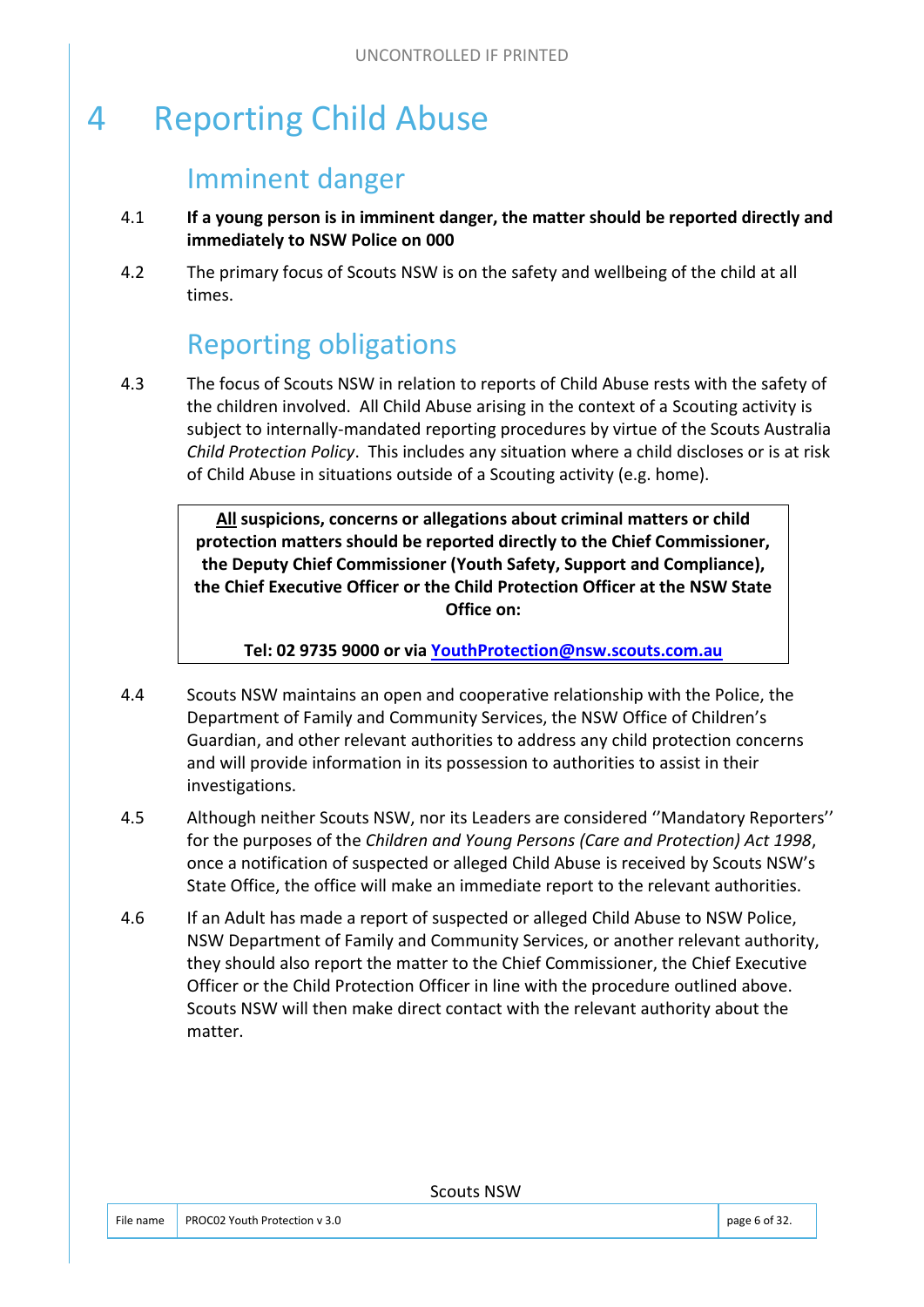# 4 Reporting Child Abuse

## Imminent danger

4.1 **If a young person is in imminent danger, the matter should be reported directly and immediately to NSW Police on 000**

4.2 The primary focus of Scouts NSW is on the safety and wellbeing of the child at all times.

## Reporting obligations

4.3 The focus of Scouts NSW in relation to reports of Child Abuse rests with the safety of the children involved. All Child Abuse arising in the context of a Scouting activity is subject to internally-mandated reporting procedures by virtue of the Scouts Australia *Child Protection Policy*. This includes any situation where a child discloses or is at risk of Child Abuse in situations outside of a Scouting activity (e.g. home).

> **All suspicions, concerns or allegations about criminal matters or child protection matters should be reported directly to the Chief Commissioner, the Deputy Chief Commissioner (Youth Safety, Support and Compliance), the Chief Executive Officer or the Child Protection Officer at the NSW State Office on:**
>
> **Tel: 02 9735 9000 or via YouthProtection@nsw.scouts.com.au**

4.4 Scouts NSW maintains an open and cooperative relationship with the Police, the Department of Family and Community Services, the NSW Office of Children's Guardian, and other relevant authorities to address any child protection concerns and will provide information in its possession to authorities to assist in their investigations.

4.5 Although neither Scouts NSW, nor its Leaders are considered ''Mandatory Reporters'' for the purposes of the *Children and Young Persons (Care and Protection) Act 1998*, once a notification of suspected or alleged Child Abuse is received by Scouts NSW's State Office, the office will make an immediate report to the relevant authorities.

4.6 If an Adult has made a report of suspected or alleged Child Abuse to NSW Police, NSW Department of Family and Community Services, or another relevant authority, they should also report the matter to the Chief Commissioner, the Chief Executive Officer or the Child Protection Officer in line with the procedure outlined above. Scouts NSW will then make direct contact with the relevant authority about the matter.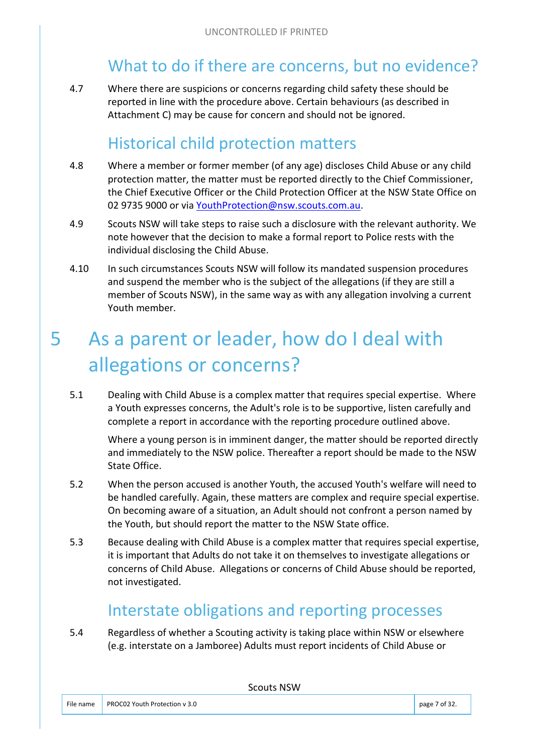## What to do if there are concerns, but no evidence?

4.7 Where there are suspicions or concerns regarding child safety these should be reported in line with the procedure above. Certain behaviours (as described in Attachment C) may be cause for concern and should not be ignored.

## Historical child protection matters

4.8 Where a member or former member (of any age) discloses Child Abuse or any child protection matter, the matter must be reported directly to the Chief Commissioner, the Chief Executive Officer or the Child Protection Officer at the NSW State Office on 02 9735 9000 or via YouthProtection@nsw.scouts.com.au.

4.9 Scouts NSW will take steps to raise such a disclosure with the relevant authority. We note however that the decision to make a formal report to Police rests with the individual disclosing the Child Abuse.

4.10 In such circumstances Scouts NSW will follow its mandated suspension procedures and suspend the member who is the subject of the allegations (if they are still a member of Scouts NSW), in the same way as with any allegation involving a current Youth member.

# 5 As a parent or leader, how do I deal with allegations or concerns?

5.1 Dealing with Child Abuse is a complex matter that requires special expertise. Where a Youth expresses concerns, the Adult's role is to be supportive, listen carefully and complete a report in accordance with the reporting procedure outlined above.

Where a young person is in imminent danger, the matter should be reported directly and immediately to the NSW police. Thereafter a report should be made to the NSW State Office.

5.2 When the person accused is another Youth, the accused Youth's welfare will need to be handled carefully. Again, these matters are complex and require special expertise. On becoming aware of a situation, an Adult should not confront a person named by the Youth, but should report the matter to the NSW State office.

5.3 Because dealing with Child Abuse is a complex matter that requires special expertise, it is important that Adults do not take it on themselves to investigate allegations or concerns of Child Abuse. Allegations or concerns of Child Abuse should be reported, not investigated.

## Interstate obligations and reporting processes

5.4 Regardless of whether a Scouting activity is taking place within NSW or elsewhere (e.g. interstate on a Jamboree) Adults must report incidents of Child Abuse or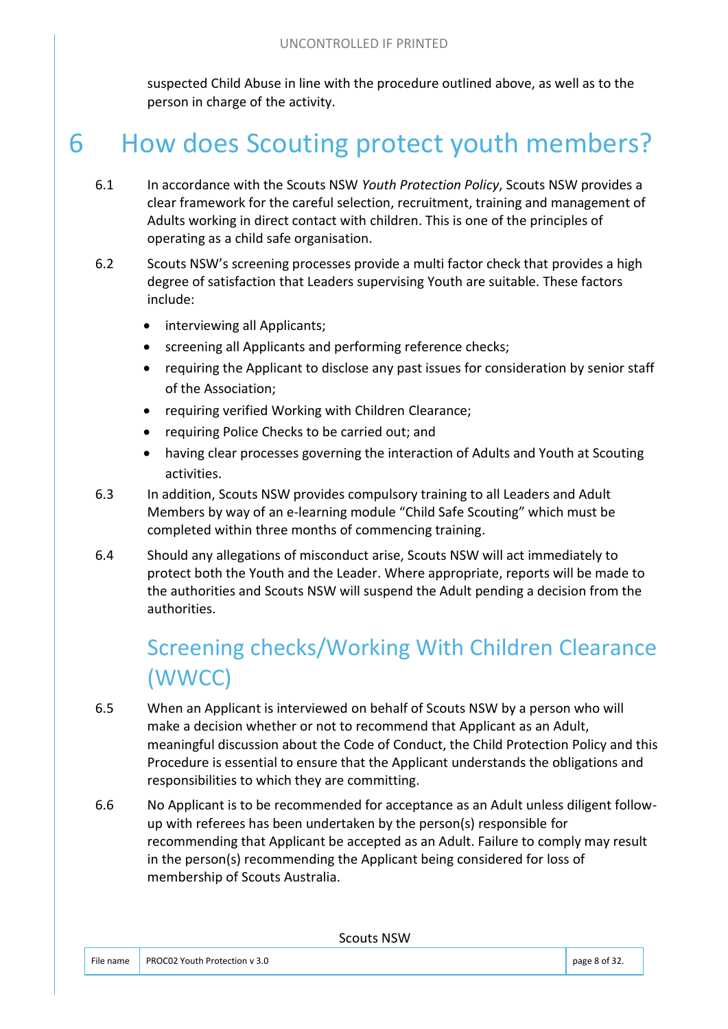suspected Child Abuse in line with the procedure outlined above, as well as to the person in charge of the activity.

# 6 How does Scouting protect youth members?

6.1 In accordance with the Scouts NSW *Youth Protection Policy*, Scouts NSW provides a clear framework for the careful selection, recruitment, training and management of Adults working in direct contact with children. This is one of the principles of operating as a child safe organisation.

6.2 Scouts NSW's screening processes provide a multi factor check that provides a high degree of satisfaction that Leaders supervising Youth are suitable. These factors include:

- interviewing all Applicants;
- screening all Applicants and performing reference checks;
- requiring the Applicant to disclose any past issues for consideration by senior staff of the Association;
- requiring verified Working with Children Clearance;
- requiring Police Checks to be carried out; and
- having clear processes governing the interaction of Adults and Youth at Scouting activities.

6.3 In addition, Scouts NSW provides compulsory training to all Leaders and Adult Members by way of an e-learning module "Child Safe Scouting" which must be completed within three months of commencing training.

6.4 Should any allegations of misconduct arise, Scouts NSW will act immediately to protect both the Youth and the Leader. Where appropriate, reports will be made to the authorities and Scouts NSW will suspend the Adult pending a decision from the authorities.

## Screening checks/Working With Children Clearance (WWCC)

6.5 When an Applicant is interviewed on behalf of Scouts NSW by a person who will make a decision whether or not to recommend that Applicant as an Adult, meaningful discussion about the Code of Conduct, the Child Protection Policy and this Procedure is essential to ensure that the Applicant understands the obligations and responsibilities to which they are committing.

6.6 No Applicant is to be recommended for acceptance as an Adult unless diligent follow-up with referees has been undertaken by the person(s) responsible for recommending that Applicant be accepted as an Adult. Failure to comply may result in the person(s) recommending the Applicant being considered for loss of membership of Scouts Australia.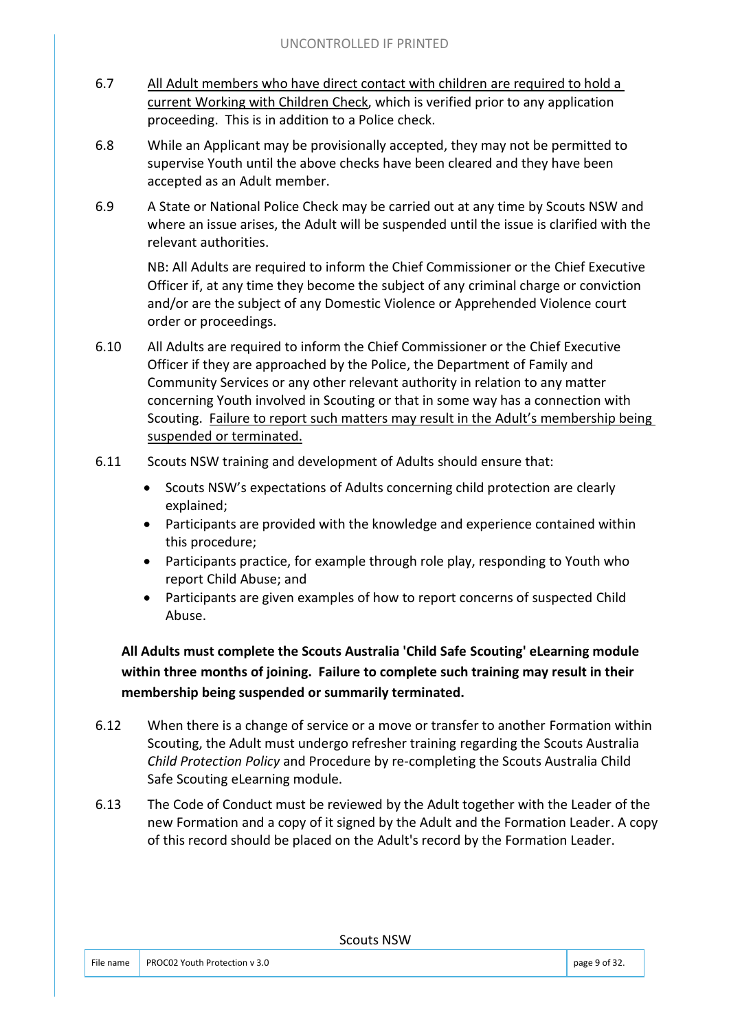6.7 <u>All Adult members who have direct contact with children are required to hold a current Working with Children Check</u>, which is verified prior to any application proceeding. This is in addition to a Police check.

6.8 While an Applicant may be provisionally accepted, they may not be permitted to supervise Youth until the above checks have been cleared and they have been accepted as an Adult member.

6.9 A State or National Police Check may be carried out at any time by Scouts NSW and where an issue arises, the Adult will be suspended until the issue is clarified with the relevant authorities.

NB: All Adults are required to inform the Chief Commissioner or the Chief Executive Officer if, at any time they become the subject of any criminal charge or conviction and/or are the subject of any Domestic Violence or Apprehended Violence court order or proceedings.

6.10 All Adults are required to inform the Chief Commissioner or the Chief Executive Officer if they are approached by the Police, the Department of Family and Community Services or any other relevant authority in relation to any matter concerning Youth involved in Scouting or that in some way has a connection with Scouting. <u>Failure to report such matters may result in the Adult's membership being suspended or terminated.</u>

6.11 Scouts NSW training and development of Adults should ensure that:

- Scouts NSW's expectations of Adults concerning child protection are clearly explained;
- Participants are provided with the knowledge and experience contained within this procedure;
- Participants practice, for example through role play, responding to Youth who report Child Abuse; and
- Participants are given examples of how to report concerns of suspected Child Abuse.

**All Adults must complete the Scouts Australia 'Child Safe Scouting' eLearning module within three months of joining. Failure to complete such training may result in their membership being suspended or summarily terminated.**

6.12 When there is a change of service or a move or transfer to another Formation within Scouting, the Adult must undergo refresher training regarding the Scouts Australia *Child Protection Policy* and Procedure by re-completing the Scouts Australia Child Safe Scouting eLearning module.

6.13 The Code of Conduct must be reviewed by the Adult together with the Leader of the new Formation and a copy of it signed by the Adult and the Formation Leader. A copy of this record should be placed on the Adult's record by the Formation Leader.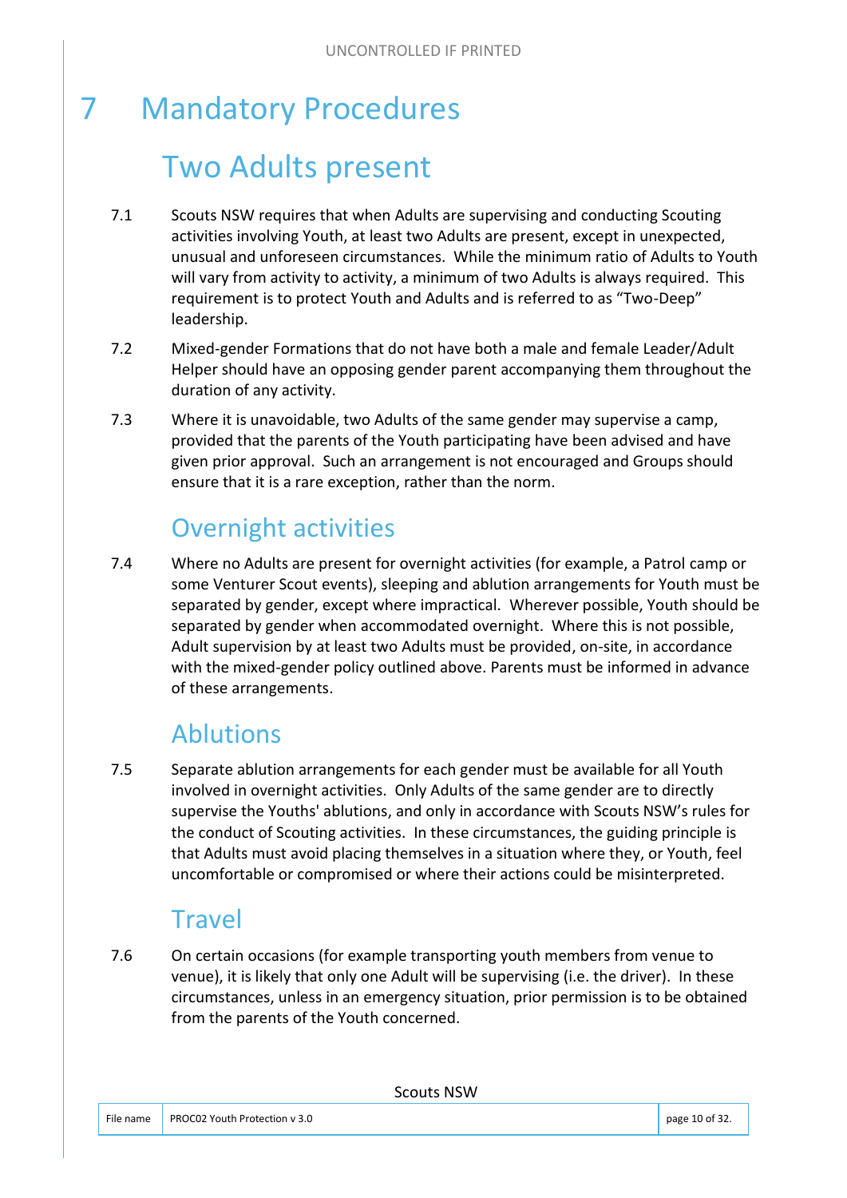# 7 Mandatory Procedures

## Two Adults present

7.1 Scouts NSW requires that when Adults are supervising and conducting Scouting activities involving Youth, at least two Adults are present, except in unexpected, unusual and unforeseen circumstances. While the minimum ratio of Adults to Youth will vary from activity to activity, a minimum of two Adults is always required. This requirement is to protect Youth and Adults and is referred to as "Two-Deep" leadership.

7.2 Mixed-gender Formations that do not have both a male and female Leader/Adult Helper should have an opposing gender parent accompanying them throughout the duration of any activity.

7.3 Where it is unavoidable, two Adults of the same gender may supervise a camp, provided that the parents of the Youth participating have been advised and have given prior approval. Such an arrangement is not encouraged and Groups should ensure that it is a rare exception, rather than the norm.

## Overnight activities

7.4 Where no Adults are present for overnight activities (for example, a Patrol camp or some Venturer Scout events), sleeping and ablution arrangements for Youth must be separated by gender, except where impractical. Wherever possible, Youth should be separated by gender when accommodated overnight. Where this is not possible, Adult supervision by at least two Adults must be provided, on-site, in accordance with the mixed-gender policy outlined above. Parents must be informed in advance of these arrangements.

## Ablutions

7.5 Separate ablution arrangements for each gender must be available for all Youth involved in overnight activities. Only Adults of the same gender are to directly supervise the Youths' ablutions, and only in accordance with Scouts NSW's rules for the conduct of Scouting activities. In these circumstances, the guiding principle is that Adults must avoid placing themselves in a situation where they, or Youth, feel uncomfortable or compromised or where their actions could be misinterpreted.

## Travel

7.6 On certain occasions (for example transporting youth members from venue to venue), it is likely that only one Adult will be supervising (i.e. the driver). In these circumstances, unless in an emergency situation, prior permission is to be obtained from the parents of the Youth concerned.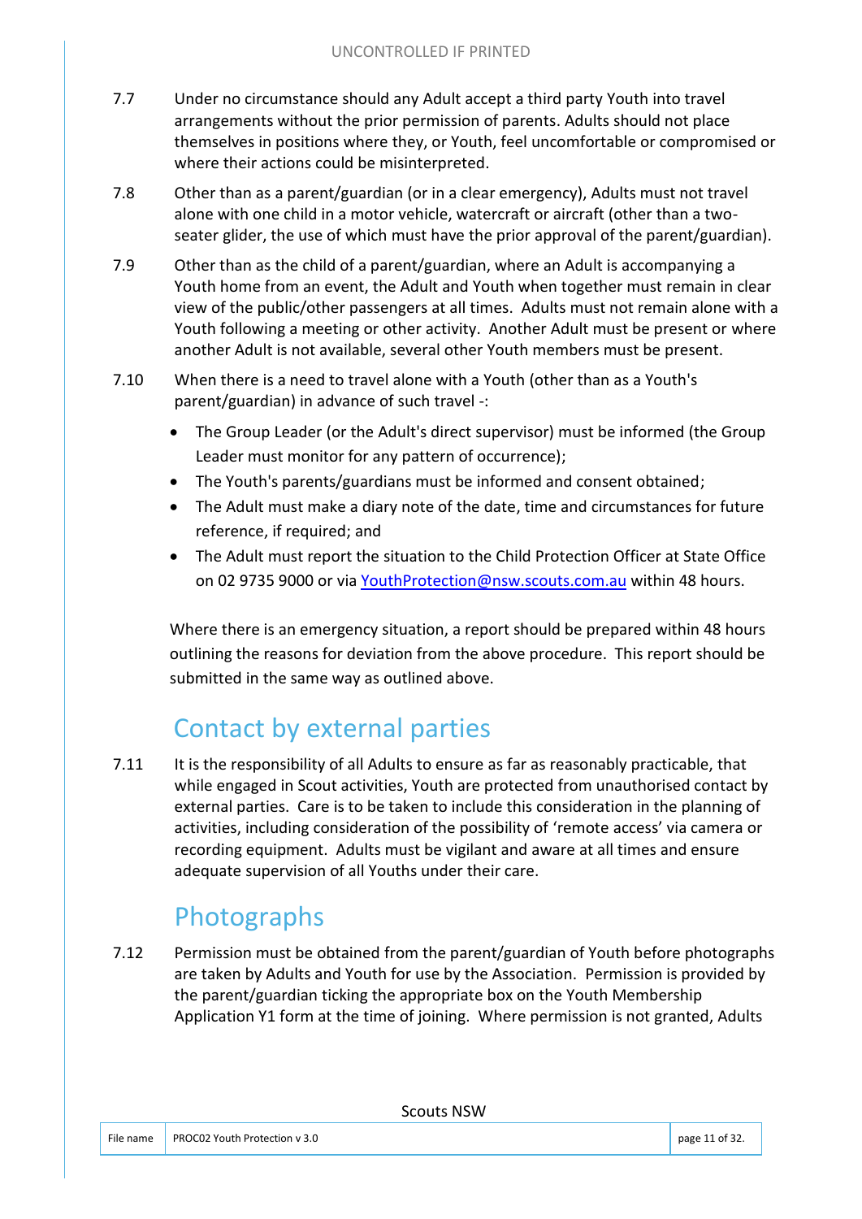7.7 Under no circumstance should any Adult accept a third party Youth into travel arrangements without the prior permission of parents. Adults should not place themselves in positions where they, or Youth, feel uncomfortable or compromised or where their actions could be misinterpreted.

7.8 Other than as a parent/guardian (or in a clear emergency), Adults must not travel alone with one child in a motor vehicle, watercraft or aircraft (other than a two-seater glider, the use of which must have the prior approval of the parent/guardian).

7.9 Other than as the child of a parent/guardian, where an Adult is accompanying a Youth home from an event, the Adult and Youth when together must remain in clear view of the public/other passengers at all times. Adults must not remain alone with a Youth following a meeting or other activity. Another Adult must be present or where another Adult is not available, several other Youth members must be present.

7.10 When there is a need to travel alone with a Youth (other than as a Youth's parent/guardian) in advance of such travel -:

- The Group Leader (or the Adult's direct supervisor) must be informed (the Group Leader must monitor for any pattern of occurrence);
- The Youth's parents/guardians must be informed and consent obtained;
- The Adult must make a diary note of the date, time and circumstances for future reference, if required; and
- The Adult must report the situation to the Child Protection Officer at State Office on 02 9735 9000 or via YouthProtection@nsw.scouts.com.au within 48 hours.

Where there is an emergency situation, a report should be prepared within 48 hours outlining the reasons for deviation from the above procedure. This report should be submitted in the same way as outlined above.

## Contact by external parties

7.11 It is the responsibility of all Adults to ensure as far as reasonably practicable, that while engaged in Scout activities, Youth are protected from unauthorised contact by external parties. Care is to be taken to include this consideration in the planning of activities, including consideration of the possibility of 'remote access' via camera or recording equipment. Adults must be vigilant and aware at all times and ensure adequate supervision of all Youths under their care.

## Photographs

7.12 Permission must be obtained from the parent/guardian of Youth before photographs are taken by Adults and Youth for use by the Association. Permission is provided by the parent/guardian ticking the appropriate box on the Youth Membership Application Y1 form at the time of joining. Where permission is not granted, Adults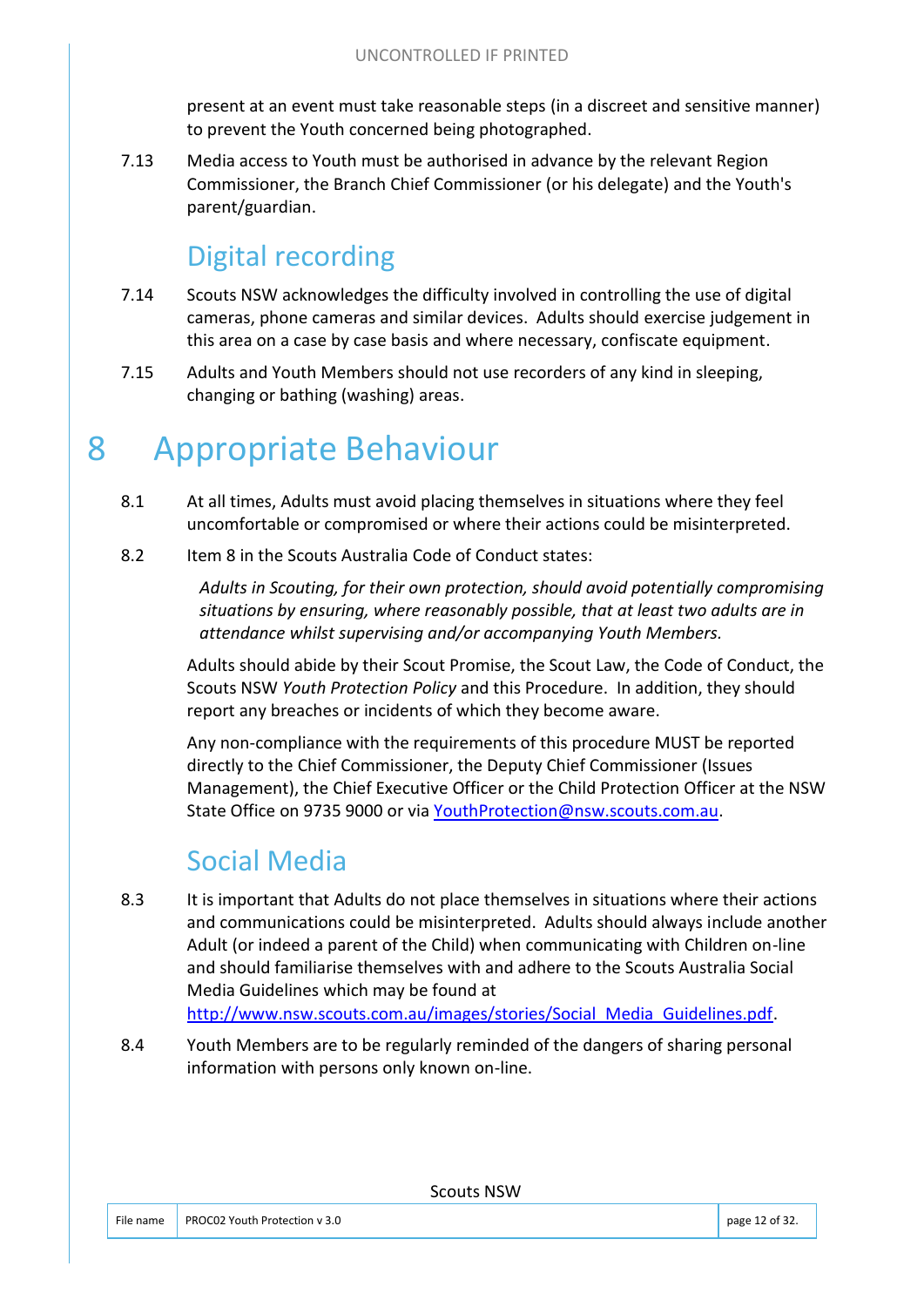present at an event must take reasonable steps (in a discreet and sensitive manner) to prevent the Youth concerned being photographed.

7.13 Media access to Youth must be authorised in advance by the relevant Region Commissioner, the Branch Chief Commissioner (or his delegate) and the Youth's parent/guardian.

## Digital recording

7.14 Scouts NSW acknowledges the difficulty involved in controlling the use of digital cameras, phone cameras and similar devices. Adults should exercise judgement in this area on a case by case basis and where necessary, confiscate equipment.

7.15 Adults and Youth Members should not use recorders of any kind in sleeping, changing or bathing (washing) areas.

# 8 Appropriate Behaviour

8.1 At all times, Adults must avoid placing themselves in situations where they feel uncomfortable or compromised or where their actions could be misinterpreted.

8.2 Item 8 in the Scouts Australia Code of Conduct states:

> *Adults in Scouting, for their own protection, should avoid potentially compromising situations by ensuring, where reasonably possible, that at least two adults are in attendance whilst supervising and/or accompanying Youth Members.*

Adults should abide by their Scout Promise, the Scout Law, the Code of Conduct, the Scouts NSW *Youth Protection Policy* and this Procedure. In addition, they should report any breaches or incidents of which they become aware.

Any non-compliance with the requirements of this procedure MUST be reported directly to the Chief Commissioner, the Deputy Chief Commissioner (Issues Management), the Chief Executive Officer or the Child Protection Officer at the NSW State Office on 9735 9000 or via YouthProtection@nsw.scouts.com.au.

## Social Media

8.3 It is important that Adults do not place themselves in situations where their actions and communications could be misinterpreted. Adults should always include another Adult (or indeed a parent of the Child) when communicating with Children on-line and should familiarise themselves with and adhere to the Scouts Australia Social Media Guidelines which may be found at http://www.nsw.scouts.com.au/images/stories/Social_Media_Guidelines.pdf.

8.4 Youth Members are to be regularly reminded of the dangers of sharing personal information with persons only known on-line.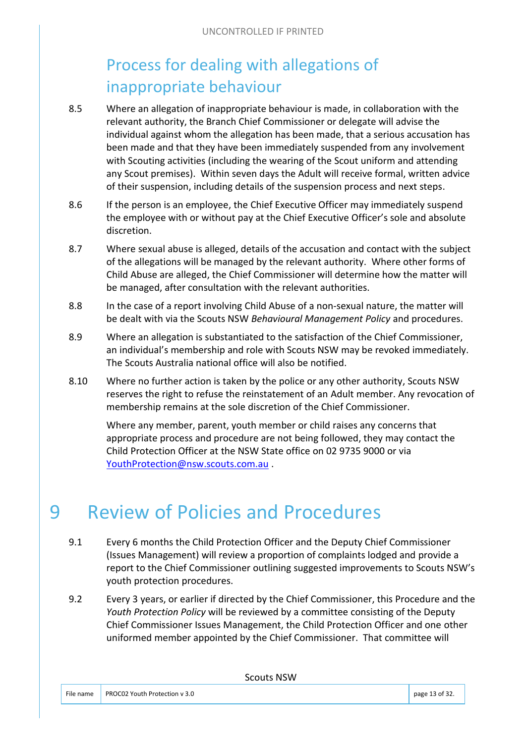## Process for dealing with allegations of inappropriate behaviour

8.5 Where an allegation of inappropriate behaviour is made, in collaboration with the relevant authority, the Branch Chief Commissioner or delegate will advise the individual against whom the allegation has been made, that a serious accusation has been made and that they have been immediately suspended from any involvement with Scouting activities (including the wearing of the Scout uniform and attending any Scout premises). Within seven days the Adult will receive formal, written advice of their suspension, including details of the suspension process and next steps.

8.6 If the person is an employee, the Chief Executive Officer may immediately suspend the employee with or without pay at the Chief Executive Officer's sole and absolute discretion.

8.7 Where sexual abuse is alleged, details of the accusation and contact with the subject of the allegations will be managed by the relevant authority. Where other forms of Child Abuse are alleged, the Chief Commissioner will determine how the matter will be managed, after consultation with the relevant authorities.

8.8 In the case of a report involving Child Abuse of a non-sexual nature, the matter will be dealt with via the Scouts NSW *Behavioural Management Policy* and procedures.

8.9 Where an allegation is substantiated to the satisfaction of the Chief Commissioner, an individual's membership and role with Scouts NSW may be revoked immediately. The Scouts Australia national office will also be notified.

8.10 Where no further action is taken by the police or any other authority, Scouts NSW reserves the right to refuse the reinstatement of an Adult member. Any revocation of membership remains at the sole discretion of the Chief Commissioner.

Where any member, parent, youth member or child raises any concerns that appropriate process and procedure are not being followed, they may contact the Child Protection Officer at the NSW State office on 02 9735 9000 or via YouthProtection@nsw.scouts.com.au .

# 9 Review of Policies and Procedures

9.1 Every 6 months the Child Protection Officer and the Deputy Chief Commissioner (Issues Management) will review a proportion of complaints lodged and provide a report to the Chief Commissioner outlining suggested improvements to Scouts NSW's youth protection procedures.

9.2 Every 3 years, or earlier if directed by the Chief Commissioner, this Procedure and the *Youth Protection Policy* will be reviewed by a committee consisting of the Deputy Chief Commissioner Issues Management, the Child Protection Officer and one other uniformed member appointed by the Chief Commissioner. That committee will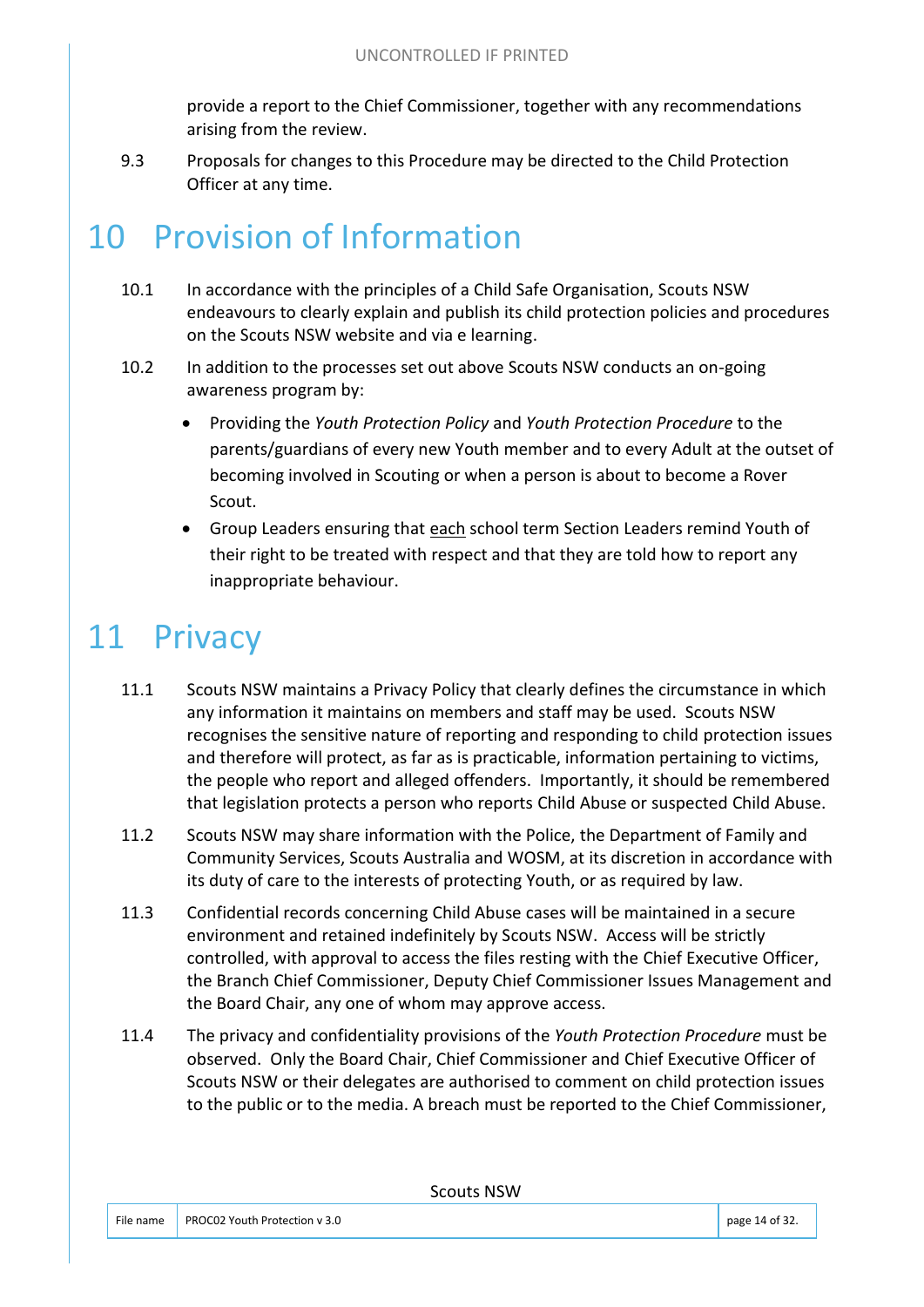provide a report to the Chief Commissioner, together with any recommendations arising from the review.

9.3 Proposals for changes to this Procedure may be directed to the Child Protection Officer at any time.

# 10 Provision of Information

10.1 In accordance with the principles of a Child Safe Organisation, Scouts NSW endeavours to clearly explain and publish its child protection policies and procedures on the Scouts NSW website and via e learning.

10.2 In addition to the processes set out above Scouts NSW conducts an on-going awareness program by:

- Providing the *Youth Protection Policy* and *Youth Protection Procedure* to the parents/guardians of every new Youth member and to every Adult at the outset of becoming involved in Scouting or when a person is about to become a Rover Scout.
- Group Leaders ensuring that <u>each</u> school term Section Leaders remind Youth of their right to be treated with respect and that they are told how to report any inappropriate behaviour.

# 11 Privacy

11.1 Scouts NSW maintains a Privacy Policy that clearly defines the circumstance in which any information it maintains on members and staff may be used. Scouts NSW recognises the sensitive nature of reporting and responding to child protection issues and therefore will protect, as far as is practicable, information pertaining to victims, the people who report and alleged offenders. Importantly, it should be remembered that legislation protects a person who reports Child Abuse or suspected Child Abuse.

11.2 Scouts NSW may share information with the Police, the Department of Family and Community Services, Scouts Australia and WOSM, at its discretion in accordance with its duty of care to the interests of protecting Youth, or as required by law.

11.3 Confidential records concerning Child Abuse cases will be maintained in a secure environment and retained indefinitely by Scouts NSW. Access will be strictly controlled, with approval to access the files resting with the Chief Executive Officer, the Branch Chief Commissioner, Deputy Chief Commissioner Issues Management and the Board Chair, any one of whom may approve access.

11.4 The privacy and confidentiality provisions of the *Youth Protection Procedure* must be observed. Only the Board Chair, Chief Commissioner and Chief Executive Officer of Scouts NSW or their delegates are authorised to comment on child protection issues to the public or to the media. A breach must be reported to the Chief Commissioner,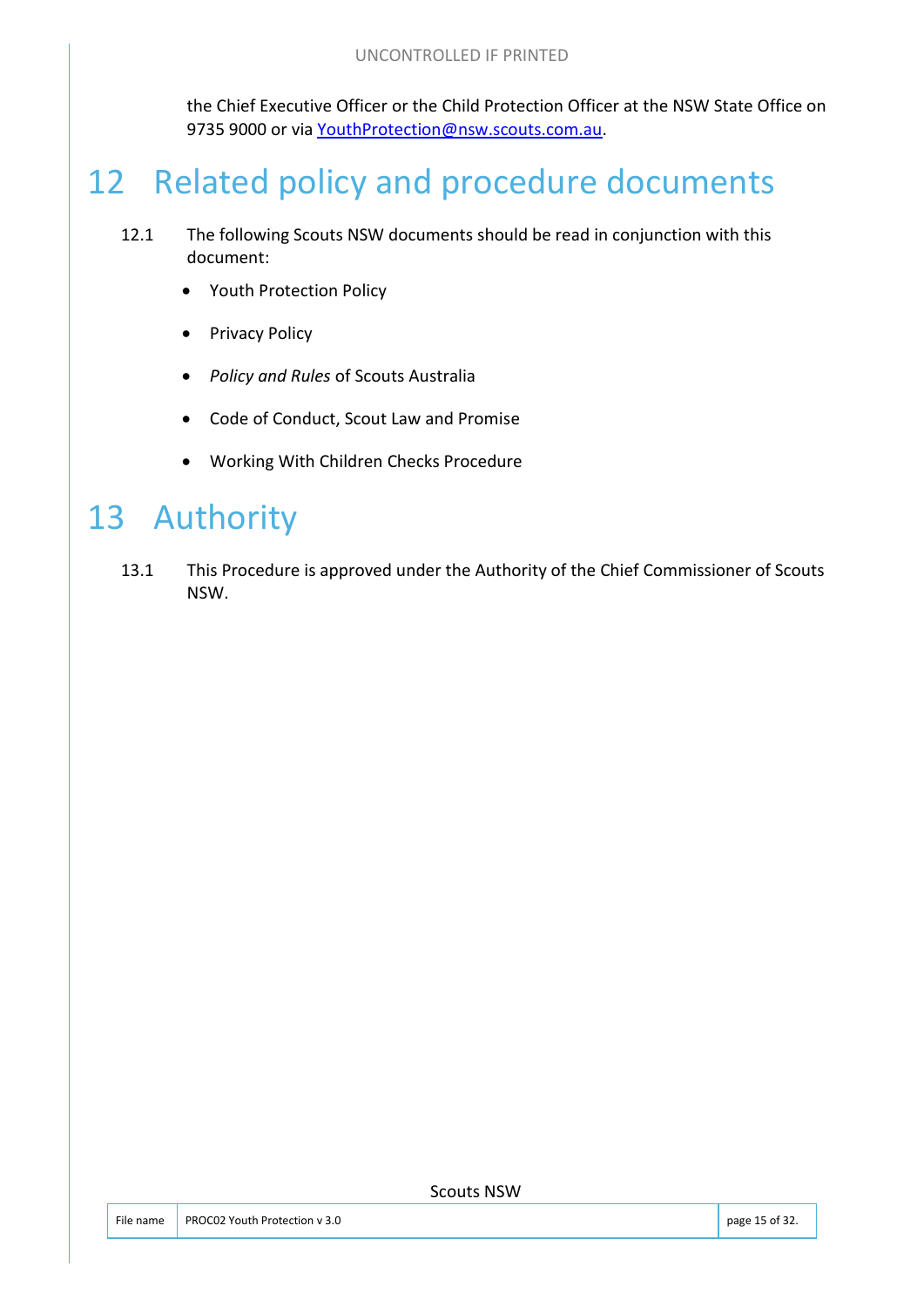the Chief Executive Officer or the Child Protection Officer at the NSW State Office on 9735 9000 or via YouthProtection@nsw.scouts.com.au.

# 12 Related policy and procedure documents

12.1 The following Scouts NSW documents should be read in conjunction with this document:

- Youth Protection Policy
- Privacy Policy
- *Policy and Rules* of Scouts Australia
- Code of Conduct, Scout Law and Promise
- Working With Children Checks Procedure

# 13 Authority

13.1 This Procedure is approved under the Authority of the Chief Commissioner of Scouts NSW.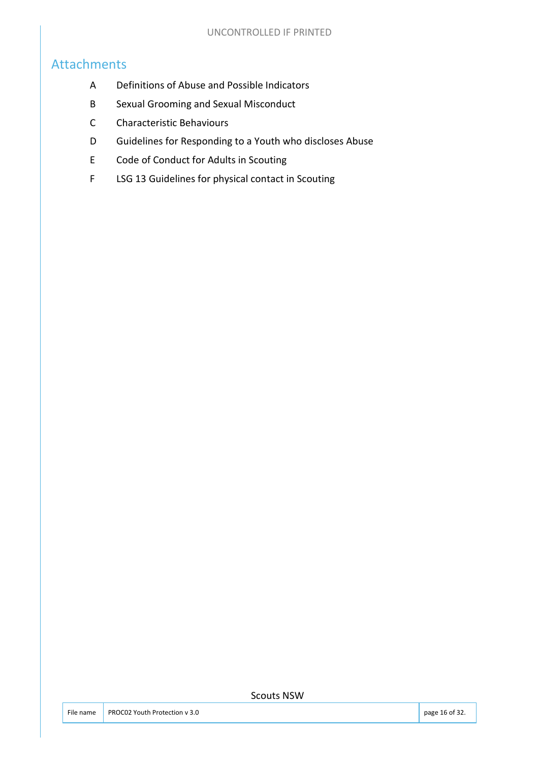## Attachments

| | |
|---|---|
| A | Definitions of Abuse and Possible Indicators |
| B | Sexual Grooming and Sexual Misconduct |
| C | Characteristic Behaviours |
| D | Guidelines for Responding to a Youth who discloses Abuse |
| E | Code of Conduct for Adults in Scouting |
| F | LSG 13 Guidelines for physical contact in Scouting |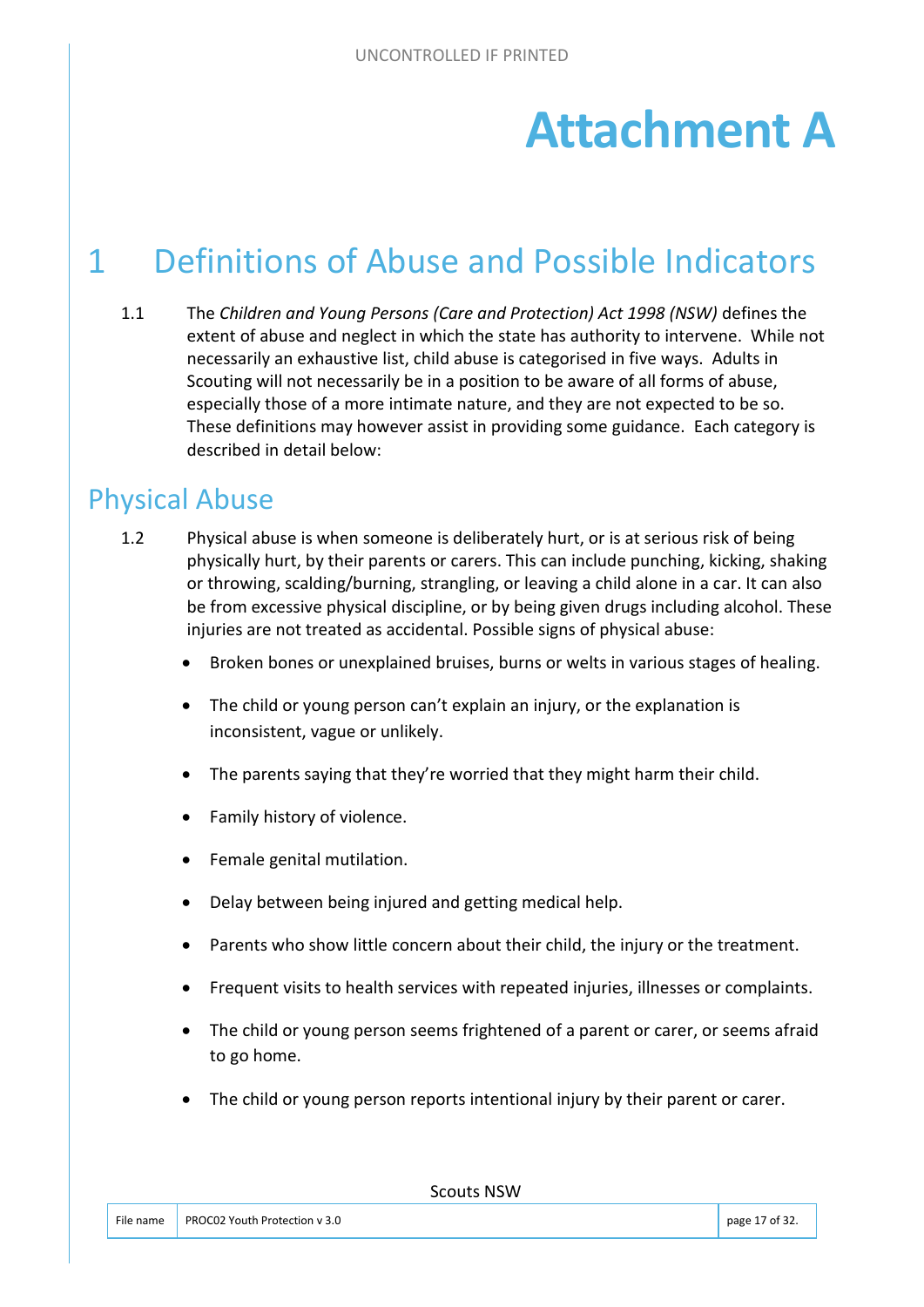# Attachment A

## 1 Definitions of Abuse and Possible Indicators

1.1 The *Children and Young Persons (Care and Protection) Act 1998 (NSW)* defines the extent of abuse and neglect in which the state has authority to intervene. While not necessarily an exhaustive list, child abuse is categorised in five ways. Adults in Scouting will not necessarily be in a position to be aware of all forms of abuse, especially those of a more intimate nature, and they are not expected to be so. These definitions may however assist in providing some guidance. Each category is described in detail below:

### Physical Abuse

1.2 Physical abuse is when someone is deliberately hurt, or is at serious risk of being physically hurt, by their parents or carers. This can include punching, kicking, shaking or throwing, scalding/burning, strangling, or leaving a child alone in a car. It can also be from excessive physical discipline, or by being given drugs including alcohol. These injuries are not treated as accidental. Possible signs of physical abuse:

- Broken bones or unexplained bruises, burns or welts in various stages of healing.
- The child or young person can't explain an injury, or the explanation is inconsistent, vague or unlikely.
- The parents saying that they're worried that they might harm their child.
- Family history of violence.
- Female genital mutilation.
- Delay between being injured and getting medical help.
- Parents who show little concern about their child, the injury or the treatment.
- Frequent visits to health services with repeated injuries, illnesses or complaints.
- The child or young person seems frightened of a parent or carer, or seems afraid to go home.
- The child or young person reports intentional injury by their parent or carer.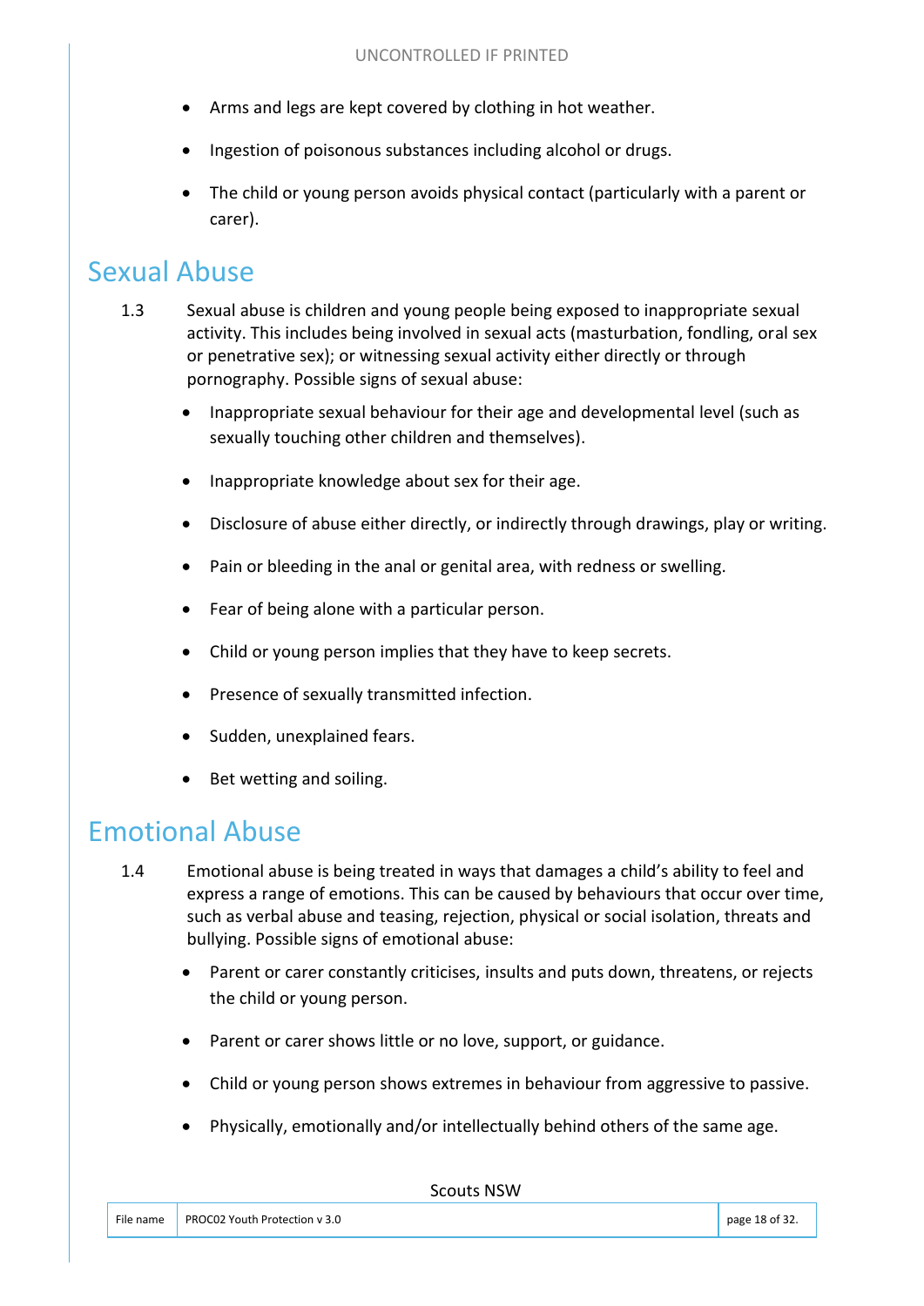- Arms and legs are kept covered by clothing in hot weather.
- Ingestion of poisonous substances including alcohol or drugs.
- The child or young person avoids physical contact (particularly with a parent or carer).

## Sexual Abuse

1.3 Sexual abuse is children and young people being exposed to inappropriate sexual activity. This includes being involved in sexual acts (masturbation, fondling, oral sex or penetrative sex); or witnessing sexual activity either directly or through pornography. Possible signs of sexual abuse:

- Inappropriate sexual behaviour for their age and developmental level (such as sexually touching other children and themselves).
- Inappropriate knowledge about sex for their age.
- Disclosure of abuse either directly, or indirectly through drawings, play or writing.
- Pain or bleeding in the anal or genital area, with redness or swelling.
- Fear of being alone with a particular person.
- Child or young person implies that they have to keep secrets.
- Presence of sexually transmitted infection.
- Sudden, unexplained fears.
- Bet wetting and soiling.

## Emotional Abuse

1.4 Emotional abuse is being treated in ways that damages a child's ability to feel and express a range of emotions. This can be caused by behaviours that occur over time, such as verbal abuse and teasing, rejection, physical or social isolation, threats and bullying. Possible signs of emotional abuse:

- Parent or carer constantly criticises, insults and puts down, threatens, or rejects the child or young person.
- Parent or carer shows little or no love, support, or guidance.
- Child or young person shows extremes in behaviour from aggressive to passive.
- Physically, emotionally and/or intellectually behind others of the same age.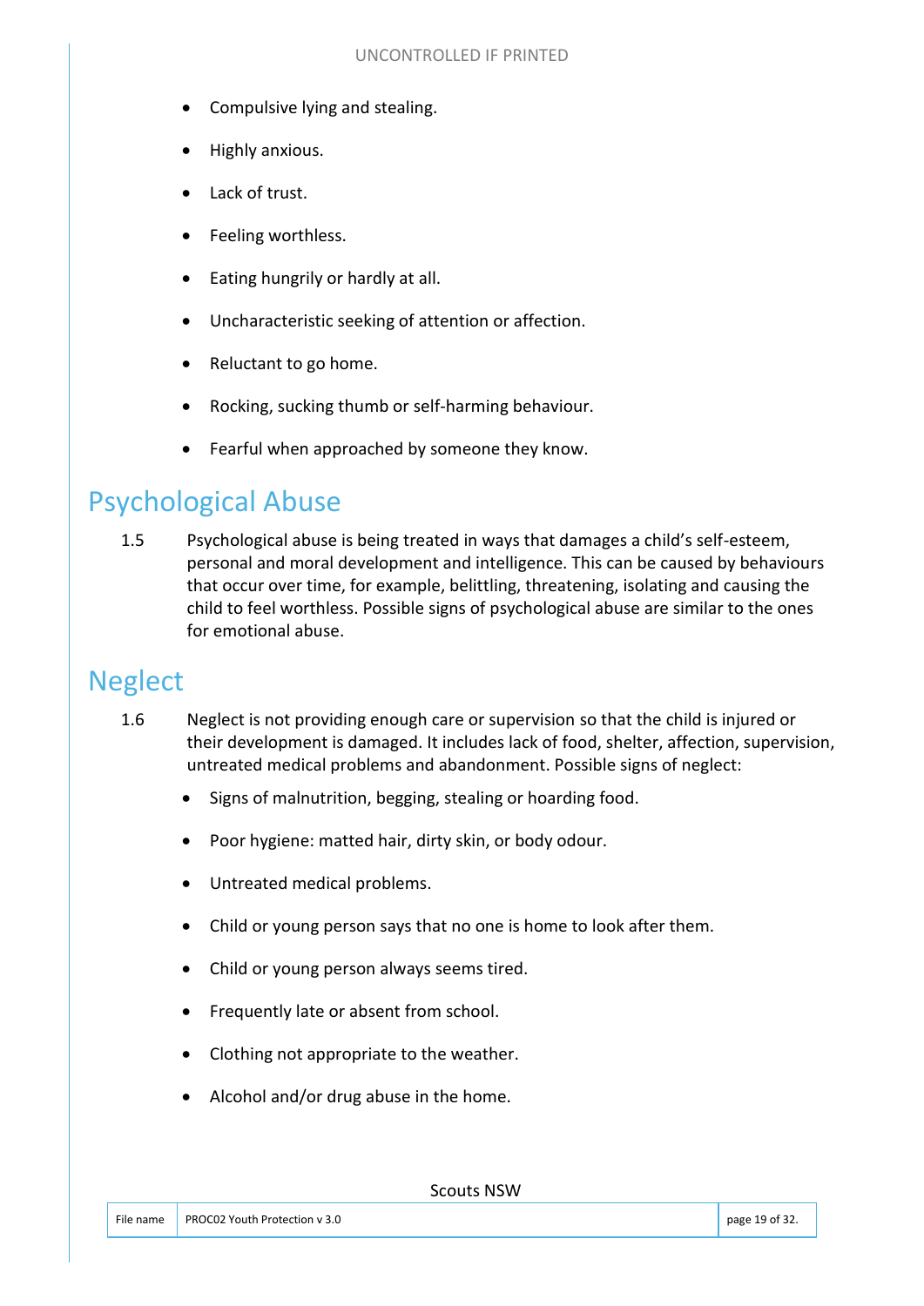- Compulsive lying and stealing.
- Highly anxious.
- Lack of trust.
- Feeling worthless.
- Eating hungrily or hardly at all.
- Uncharacteristic seeking of attention or affection.
- Reluctant to go home.
- Rocking, sucking thumb or self-harming behaviour.
- Fearful when approached by someone they know.

## Psychological Abuse

1.5 Psychological abuse is being treated in ways that damages a child's self-esteem, personal and moral development and intelligence. This can be caused by behaviours that occur over time, for example, belittling, threatening, isolating and causing the child to feel worthless. Possible signs of psychological abuse are similar to the ones for emotional abuse.

## Neglect

1.6 Neglect is not providing enough care or supervision so that the child is injured or their development is damaged. It includes lack of food, shelter, affection, supervision, untreated medical problems and abandonment. Possible signs of neglect:

- Signs of malnutrition, begging, stealing or hoarding food.
- Poor hygiene: matted hair, dirty skin, or body odour.
- Untreated medical problems.
- Child or young person says that no one is home to look after them.
- Child or young person always seems tired.
- Frequently late or absent from school.
- Clothing not appropriate to the weather.
- Alcohol and/or drug abuse in the home.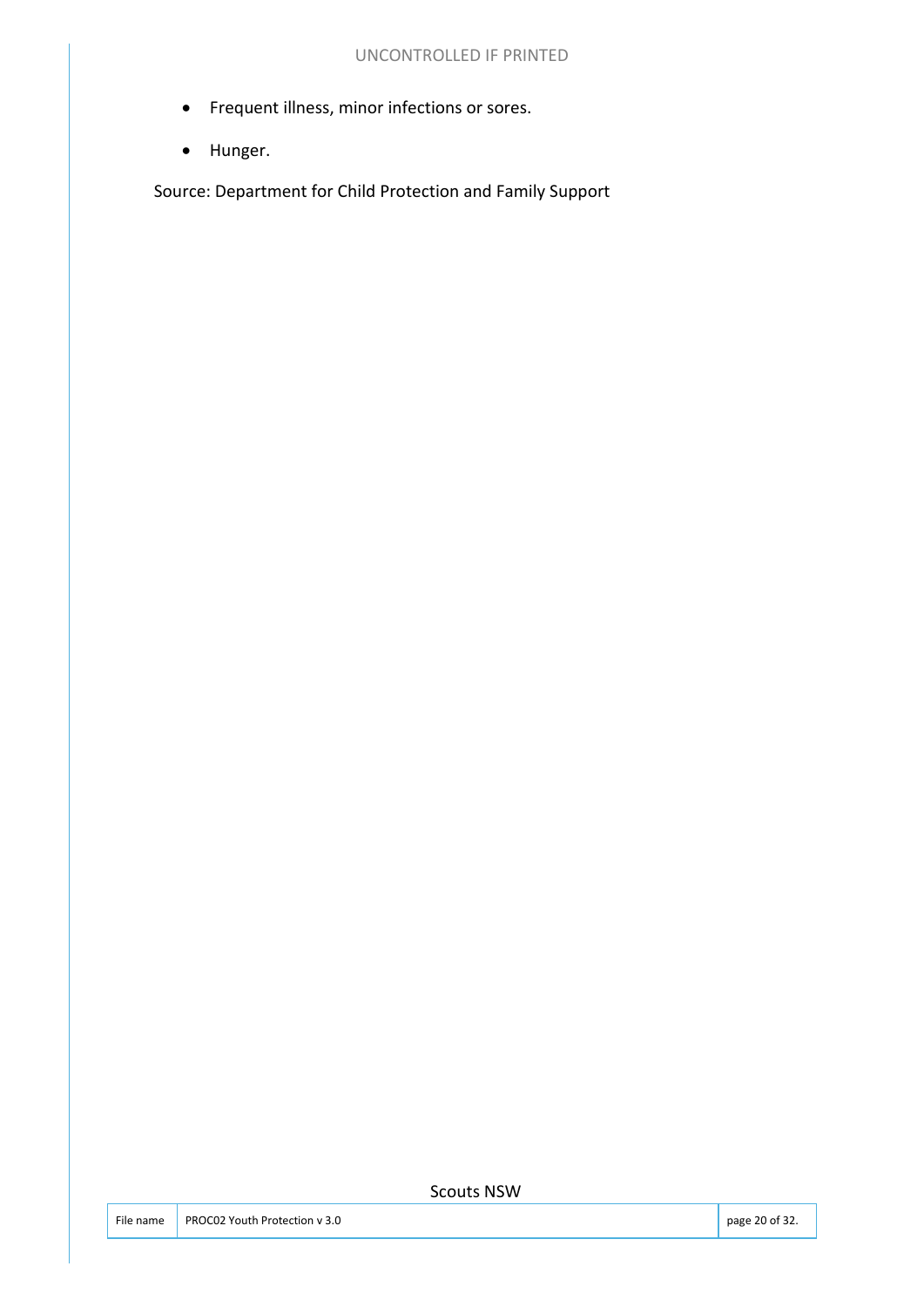- Frequent illness, minor infections or sores.
- Hunger.

Source: Department for Child Protection and Family Support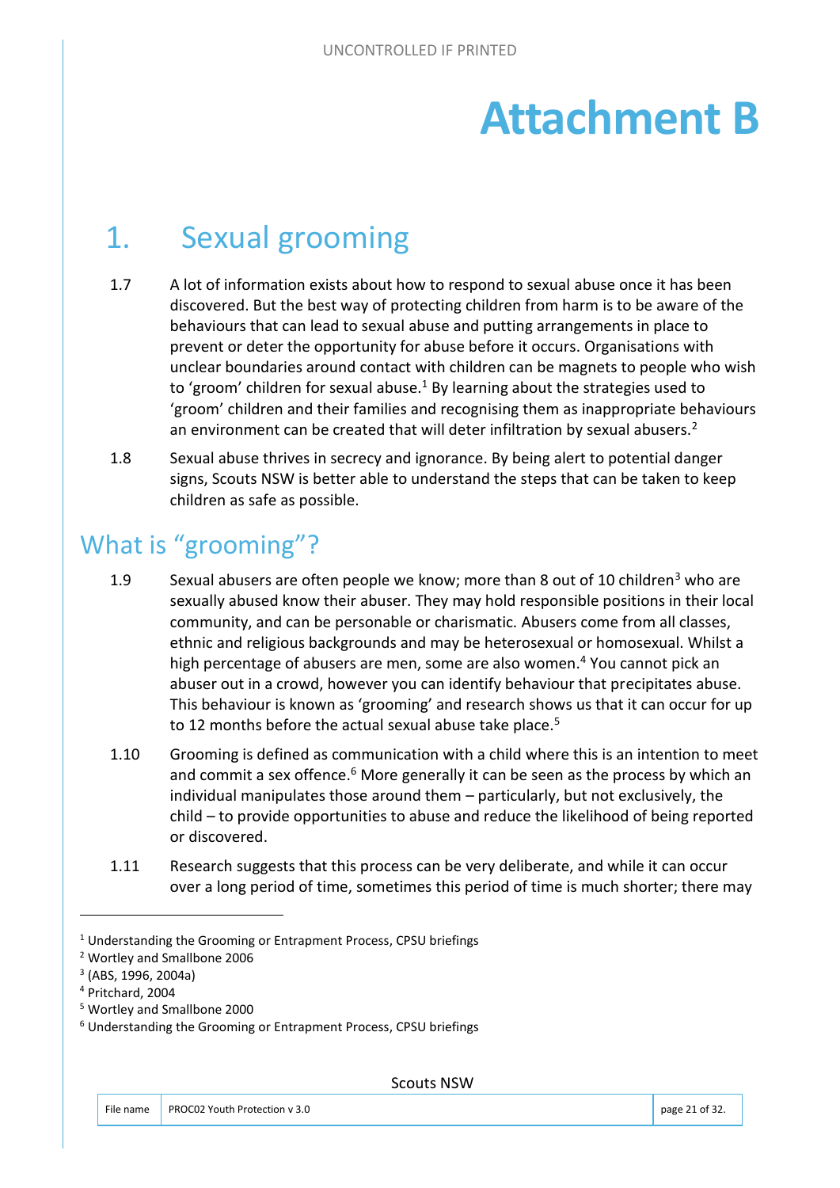# Attachment B

## 1. Sexual grooming

1.7 A lot of information exists about how to respond to sexual abuse once it has been discovered. But the best way of protecting children from harm is to be aware of the behaviours that can lead to sexual abuse and putting arrangements in place to prevent or deter the opportunity for abuse before it occurs. Organisations with unclear boundaries around contact with children can be magnets to people who wish to 'groom' children for sexual abuse.[1] By learning about the strategies used to 'groom' children and their families and recognising them as inappropriate behaviours an environment can be created that will deter infiltration by sexual abusers.[2]

1.8 Sexual abuse thrives in secrecy and ignorance. By being alert to potential danger signs, Scouts NSW is better able to understand the steps that can be taken to keep children as safe as possible.

## What is "grooming"?

1.9 Sexual abusers are often people we know; more than 8 out of 10 children[3] who are sexually abused know their abuser. They may hold responsible positions in their local community, and can be personable or charismatic. Abusers come from all classes, ethnic and religious backgrounds and may be heterosexual or homosexual. Whilst a high percentage of abusers are men, some are also women.[4] You cannot pick an abuser out in a crowd, however you can identify behaviour that precipitates abuse. This behaviour is known as 'grooming' and research shows us that it can occur for up to 12 months before the actual sexual abuse take place.[5]

1.10 Grooming is defined as communication with a child where this is an intention to meet and commit a sex offence.[6] More generally it can be seen as the process by which an individual manipulates those around them – particularly, but not exclusively, the child – to provide opportunities to abuse and reduce the likelihood of being reported or discovered.

1.11 Research suggests that this process can be very deliberate, and while it can occur over a long period of time, sometimes this period of time is much shorter; there may

---

[1] Understanding the Grooming or Entrapment Process, CPSU briefings
[2] Wortley and Smallbone 2006
[3] (ABS, 1996, 2004a)
[4] Pritchard, 2004
[5] Wortley and Smallbone 2000
[6] Understanding the Grooming or Entrapment Process, CPSU briefings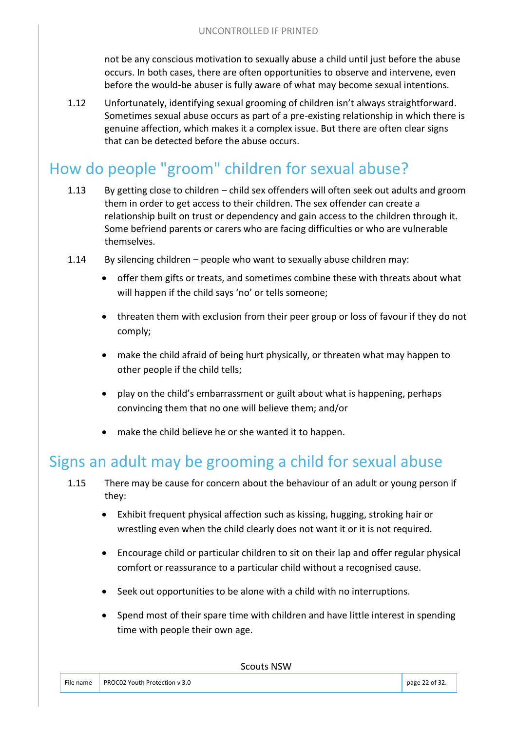not be any conscious motivation to sexually abuse a child until just before the abuse occurs. In both cases, there are often opportunities to observe and intervene, even before the would-be abuser is fully aware of what may become sexual intentions.

1.12 Unfortunately, identifying sexual grooming of children isn't always straightforward. Sometimes sexual abuse occurs as part of a pre-existing relationship in which there is genuine affection, which makes it a complex issue. But there are often clear signs that can be detected before the abuse occurs.

## How do people "groom" children for sexual abuse?

1.13 By getting close to children – child sex offenders will often seek out adults and groom them in order to get access to their children. The sex offender can create a relationship built on trust or dependency and gain access to the children through it. Some befriend parents or carers who are facing difficulties or who are vulnerable themselves.

1.14 By silencing children – people who want to sexually abuse children may:

- offer them gifts or treats, and sometimes combine these with threats about what will happen if the child says 'no' or tells someone;
- threaten them with exclusion from their peer group or loss of favour if they do not comply;
- make the child afraid of being hurt physically, or threaten what may happen to other people if the child tells;
- play on the child's embarrassment or guilt about what is happening, perhaps convincing them that no one will believe them; and/or
- make the child believe he or she wanted it to happen.

## Signs an adult may be grooming a child for sexual abuse

1.15 There may be cause for concern about the behaviour of an adult or young person if they:

- Exhibit frequent physical affection such as kissing, hugging, stroking hair or wrestling even when the child clearly does not want it or it is not required.
- Encourage child or particular children to sit on their lap and offer regular physical comfort or reassurance to a particular child without a recognised cause.
- Seek out opportunities to be alone with a child with no interruptions.
- Spend most of their spare time with children and have little interest in spending time with people their own age.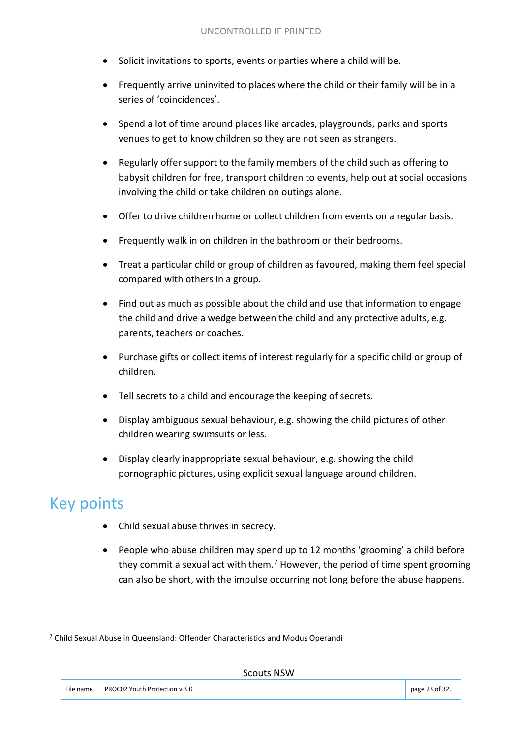- Solicit invitations to sports, events or parties where a child will be.
- Frequently arrive uninvited to places where the child or their family will be in a series of 'coincidences'.
- Spend a lot of time around places like arcades, playgrounds, parks and sports venues to get to know children so they are not seen as strangers.
- Regularly offer support to the family members of the child such as offering to babysit children for free, transport children to events, help out at social occasions involving the child or take children on outings alone.
- Offer to drive children home or collect children from events on a regular basis.
- Frequently walk in on children in the bathroom or their bedrooms.
- Treat a particular child or group of children as favoured, making them feel special compared with others in a group.
- Find out as much as possible about the child and use that information to engage the child and drive a wedge between the child and any protective adults, e.g. parents, teachers or coaches.
- Purchase gifts or collect items of interest regularly for a specific child or group of children.
- Tell secrets to a child and encourage the keeping of secrets.
- Display ambiguous sexual behaviour, e.g. showing the child pictures of other children wearing swimsuits or less.
- Display clearly inappropriate sexual behaviour, e.g. showing the child pornographic pictures, using explicit sexual language around children.

## Key points

- Child sexual abuse thrives in secrecy.
- People who abuse children may spend up to 12 months 'grooming' a child before they commit a sexual act with them.[7] However, the period of time spent grooming can also be short, with the impulse occurring not long before the abuse happens.

[7] Child Sexual Abuse in Queensland: Offender Characteristics and Modus Operandi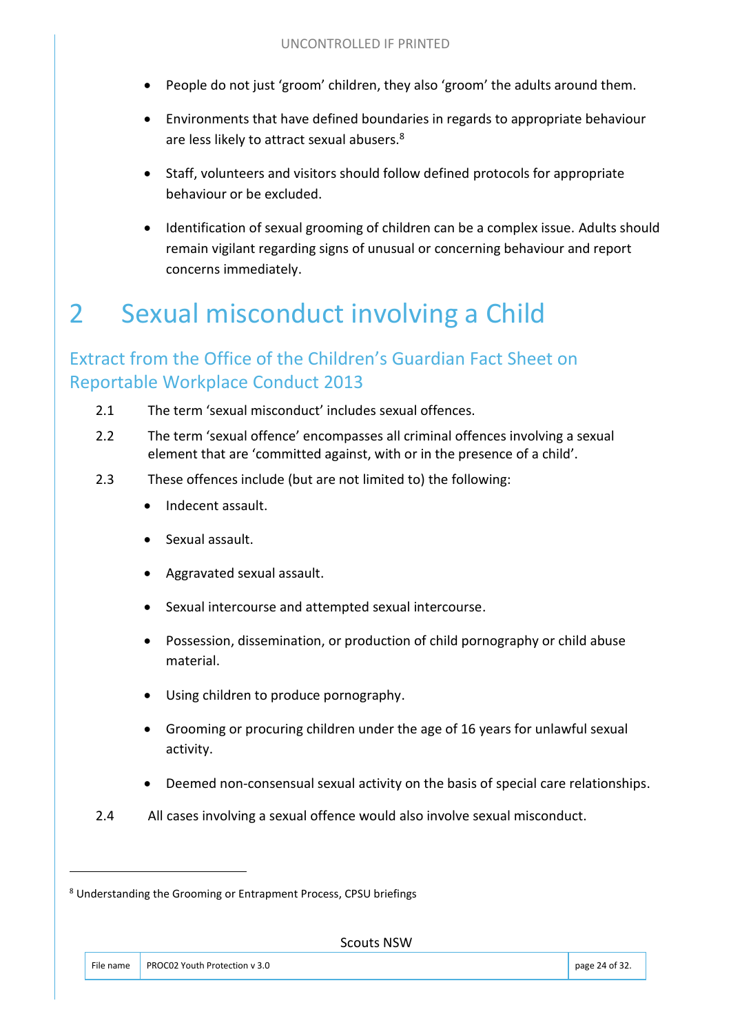- People do not just 'groom' children, they also 'groom' the adults around them.
- Environments that have defined boundaries in regards to appropriate behaviour are less likely to attract sexual abusers.[8]
- Staff, volunteers and visitors should follow defined protocols for appropriate behaviour or be excluded.
- Identification of sexual grooming of children can be a complex issue. Adults should remain vigilant regarding signs of unusual or concerning behaviour and report concerns immediately.

# 2 Sexual misconduct involving a Child

## Extract from the Office of the Children's Guardian Fact Sheet on Reportable Workplace Conduct 2013

2.1 The term 'sexual misconduct' includes sexual offences.

2.2 The term 'sexual offence' encompasses all criminal offences involving a sexual element that are 'committed against, with or in the presence of a child'.

2.3 These offences include (but are not limited to) the following:

- Indecent assault.
- Sexual assault.
- Aggravated sexual assault.
- Sexual intercourse and attempted sexual intercourse.
- Possession, dissemination, or production of child pornography or child abuse material.
- Using children to produce pornography.
- Grooming or procuring children under the age of 16 years for unlawful sexual activity.
- Deemed non-consensual sexual activity on the basis of special care relationships.

2.4 All cases involving a sexual offence would also involve sexual misconduct.

---

[8] Understanding the Grooming or Entrapment Process, CPSU briefings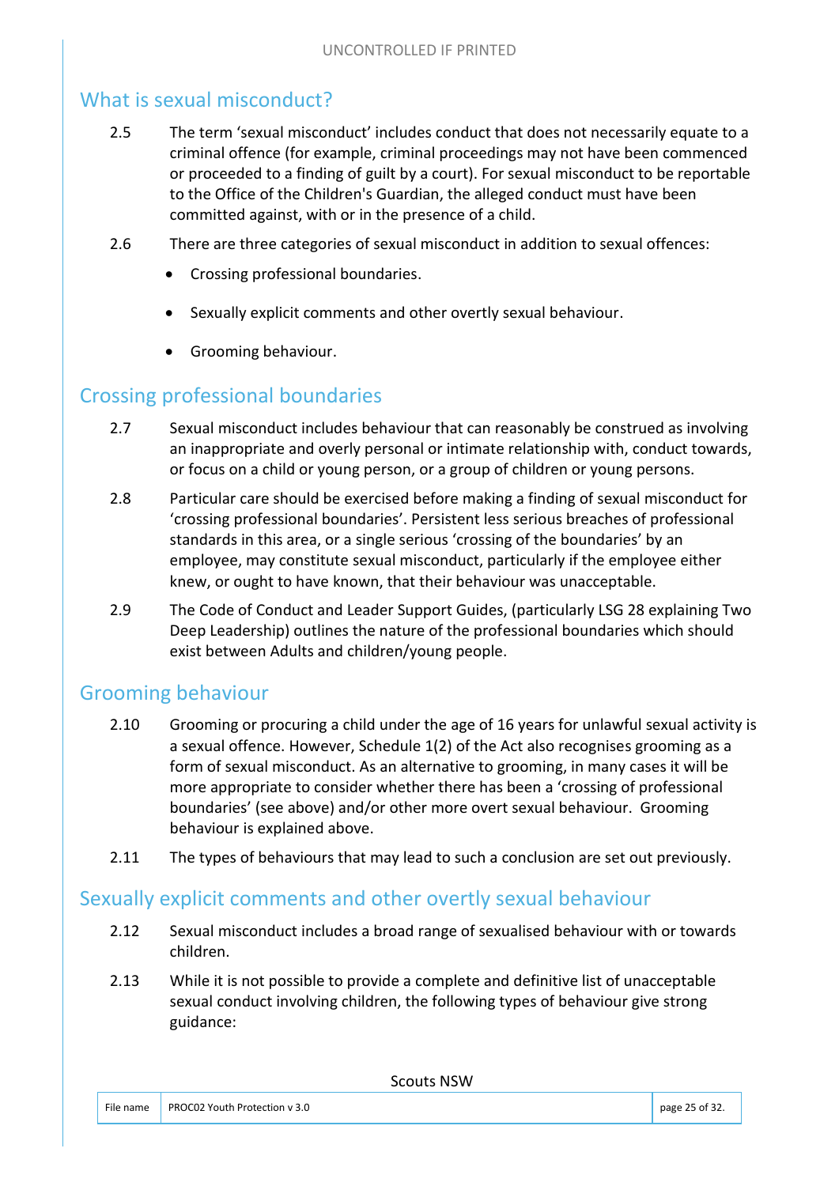## What is sexual misconduct?

2.5 The term 'sexual misconduct' includes conduct that does not necessarily equate to a criminal offence (for example, criminal proceedings may not have been commenced or proceeded to a finding of guilt by a court). For sexual misconduct to be reportable to the Office of the Children's Guardian, the alleged conduct must have been committed against, with or in the presence of a child.

2.6 There are three categories of sexual misconduct in addition to sexual offences:

- Crossing professional boundaries.
- Sexually explicit comments and other overtly sexual behaviour.
- Grooming behaviour.

## Crossing professional boundaries

2.7 Sexual misconduct includes behaviour that can reasonably be construed as involving an inappropriate and overly personal or intimate relationship with, conduct towards, or focus on a child or young person, or a group of children or young persons.

2.8 Particular care should be exercised before making a finding of sexual misconduct for 'crossing professional boundaries'. Persistent less serious breaches of professional standards in this area, or a single serious 'crossing of the boundaries' by an employee, may constitute sexual misconduct, particularly if the employee either knew, or ought to have known, that their behaviour was unacceptable.

2.9 The Code of Conduct and Leader Support Guides, (particularly LSG 28 explaining Two Deep Leadership) outlines the nature of the professional boundaries which should exist between Adults and children/young people.

## Grooming behaviour

2.10 Grooming or procuring a child under the age of 16 years for unlawful sexual activity is a sexual offence. However, Schedule 1(2) of the Act also recognises grooming as a form of sexual misconduct. As an alternative to grooming, in many cases it will be more appropriate to consider whether there has been a 'crossing of professional boundaries' (see above) and/or other more overt sexual behaviour. Grooming behaviour is explained above.

2.11 The types of behaviours that may lead to such a conclusion are set out previously.

## Sexually explicit comments and other overtly sexual behaviour

2.12 Sexual misconduct includes a broad range of sexualised behaviour with or towards children.

2.13 While it is not possible to provide a complete and definitive list of unacceptable sexual conduct involving children, the following types of behaviour give strong guidance: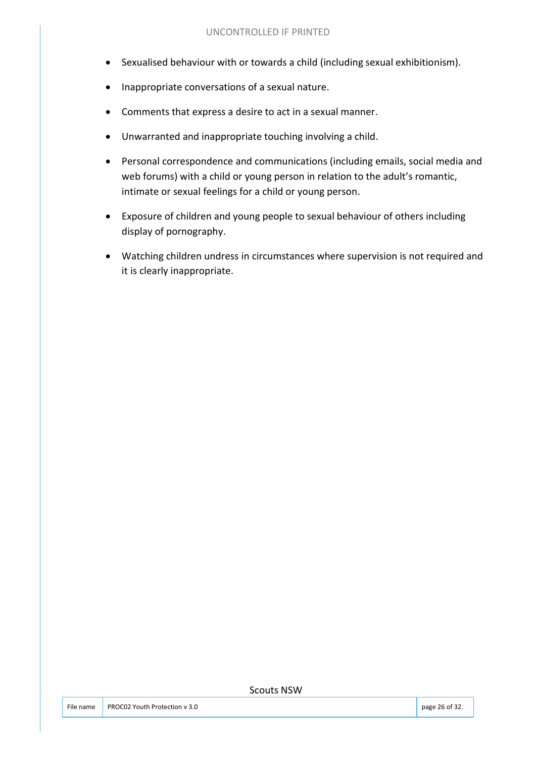- Sexualised behaviour with or towards a child (including sexual exhibitionism).
- Inappropriate conversations of a sexual nature.
- Comments that express a desire to act in a sexual manner.
- Unwarranted and inappropriate touching involving a child.
- Personal correspondence and communications (including emails, social media and web forums) with a child or young person in relation to the adult's romantic, intimate or sexual feelings for a child or young person.
- Exposure of children and young people to sexual behaviour of others including display of pornography.
- Watching children undress in circumstances where supervision is not required and it is clearly inappropriate.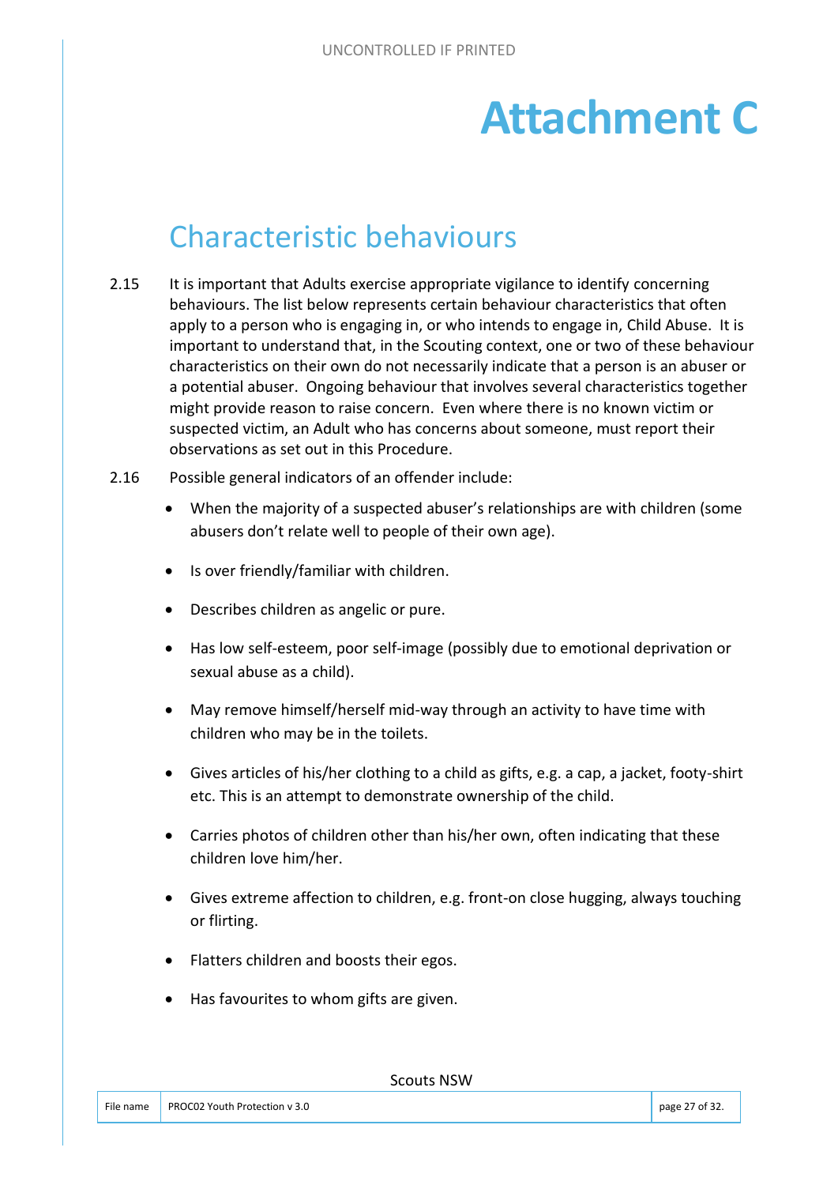# Attachment C

## Characteristic behaviours

2.15 It is important that Adults exercise appropriate vigilance to identify concerning behaviours. The list below represents certain behaviour characteristics that often apply to a person who is engaging in, or who intends to engage in, Child Abuse. It is important to understand that, in the Scouting context, one or two of these behaviour characteristics on their own do not necessarily indicate that a person is an abuser or a potential abuser. Ongoing behaviour that involves several characteristics together might provide reason to raise concern. Even where there is no known victim or suspected victim, an Adult who has concerns about someone, must report their observations as set out in this Procedure.

2.16 Possible general indicators of an offender include:

- When the majority of a suspected abuser's relationships are with children (some abusers don't relate well to people of their own age).
- Is over friendly/familiar with children.
- Describes children as angelic or pure.
- Has low self-esteem, poor self-image (possibly due to emotional deprivation or sexual abuse as a child).
- May remove himself/herself mid-way through an activity to have time with children who may be in the toilets.
- Gives articles of his/her clothing to a child as gifts, e.g. a cap, a jacket, footy-shirt etc. This is an attempt to demonstrate ownership of the child.
- Carries photos of children other than his/her own, often indicating that these children love him/her.
- Gives extreme affection to children, e.g. front-on close hugging, always touching or flirting.
- Flatters children and boosts their egos.
- Has favourites to whom gifts are given.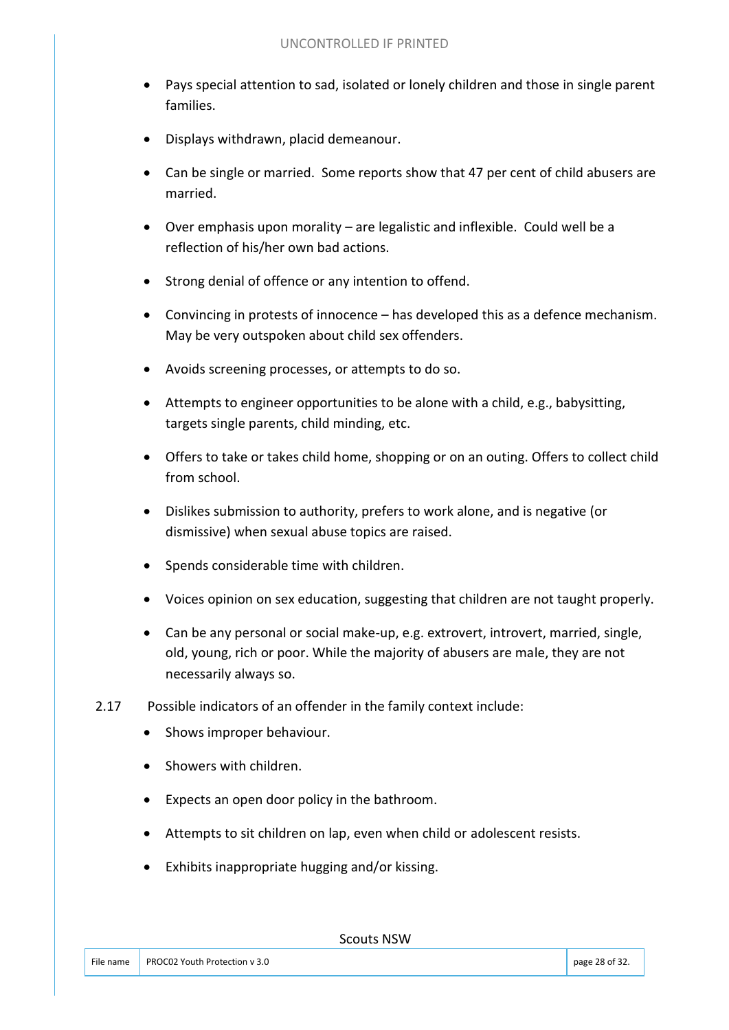- Pays special attention to sad, isolated or lonely children and those in single parent families.
- Displays withdrawn, placid demeanour.
- Can be single or married. Some reports show that 47 per cent of child abusers are married.
- Over emphasis upon morality – are legalistic and inflexible. Could well be a reflection of his/her own bad actions.
- Strong denial of offence or any intention to offend.
- Convincing in protests of innocence – has developed this as a defence mechanism. May be very outspoken about child sex offenders.
- Avoids screening processes, or attempts to do so.
- Attempts to engineer opportunities to be alone with a child, e.g., babysitting, targets single parents, child minding, etc.
- Offers to take or takes child home, shopping or on an outing. Offers to collect child from school.
- Dislikes submission to authority, prefers to work alone, and is negative (or dismissive) when sexual abuse topics are raised.
- Spends considerable time with children.
- Voices opinion on sex education, suggesting that children are not taught properly.
- Can be any personal or social make-up, e.g. extrovert, introvert, married, single, old, young, rich or poor. While the majority of abusers are male, they are not necessarily always so.

2.17 Possible indicators of an offender in the family context include:

- Shows improper behaviour.
- Showers with children.
- Expects an open door policy in the bathroom.
- Attempts to sit children on lap, even when child or adolescent resists.
- Exhibits inappropriate hugging and/or kissing.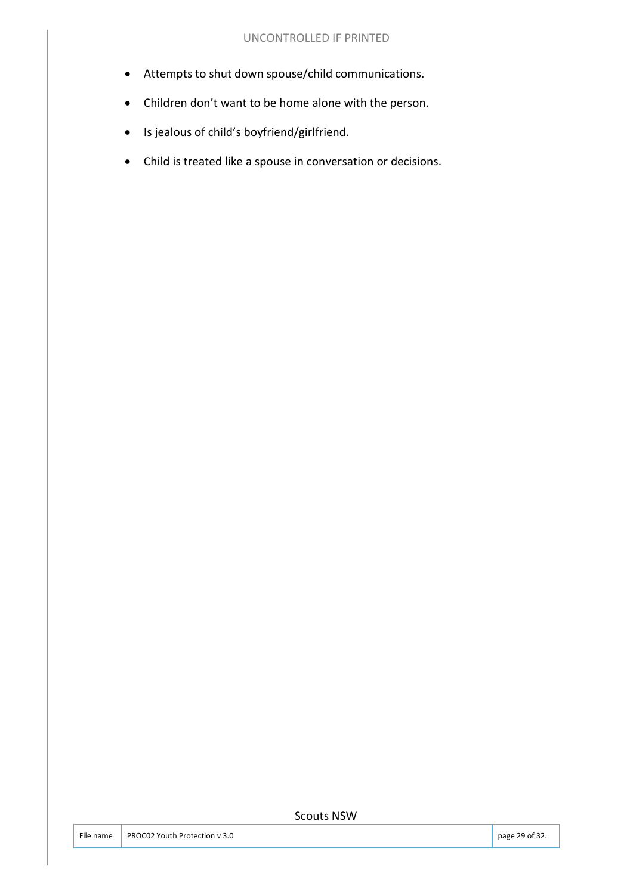- Attempts to shut down spouse/child communications.
- Children don't want to be home alone with the person.
- Is jealous of child's boyfriend/girlfriend.
- Child is treated like a spouse in conversation or decisions.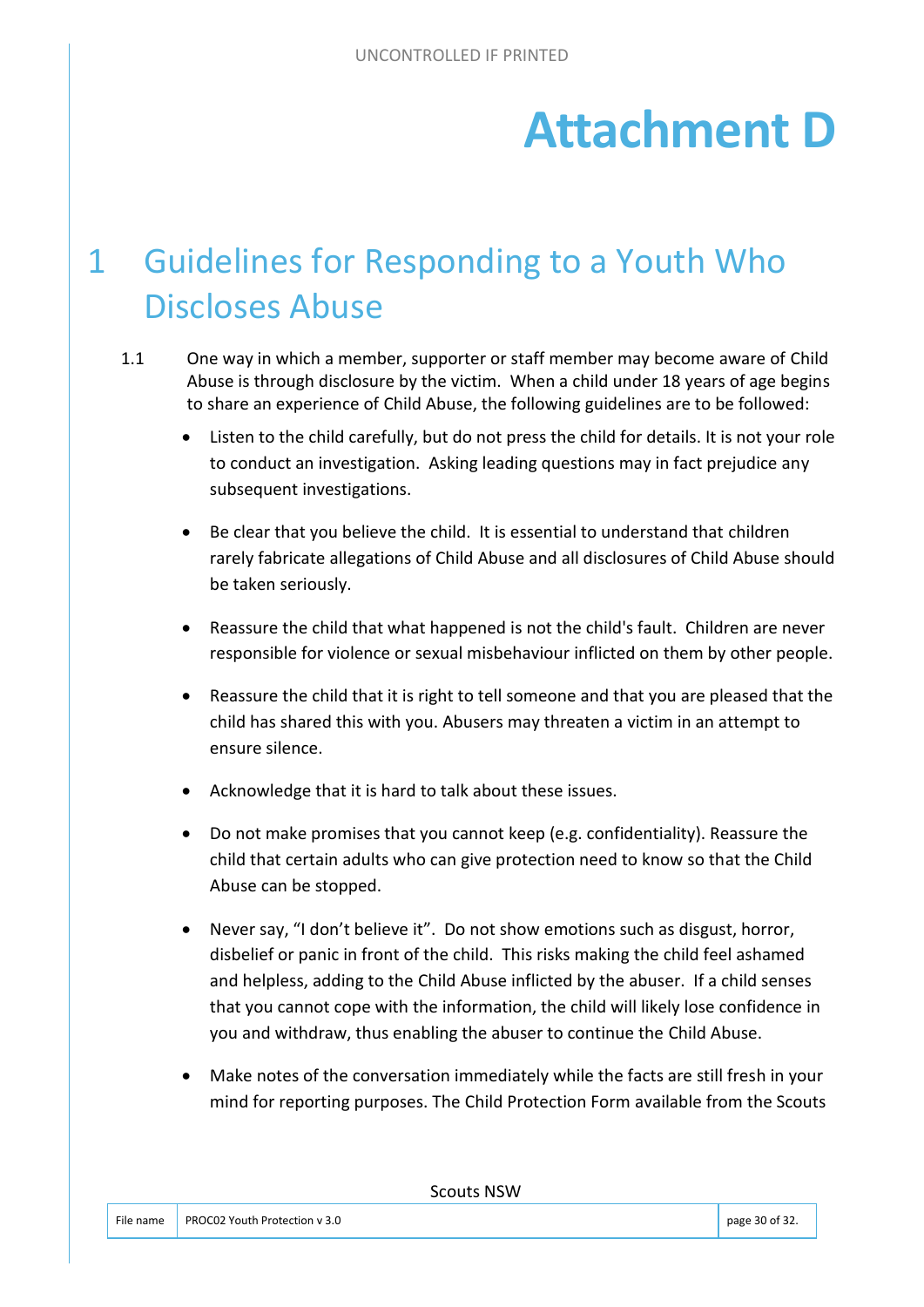# Attachment D

## 1 Guidelines for Responding to a Youth Who Discloses Abuse

1.1 One way in which a member, supporter or staff member may become aware of Child Abuse is through disclosure by the victim. When a child under 18 years of age begins to share an experience of Child Abuse, the following guidelines are to be followed:

- Listen to the child carefully, but do not press the child for details. It is not your role to conduct an investigation. Asking leading questions may in fact prejudice any subsequent investigations.
- Be clear that you believe the child. It is essential to understand that children rarely fabricate allegations of Child Abuse and all disclosures of Child Abuse should be taken seriously.
- Reassure the child that what happened is not the child's fault. Children are never responsible for violence or sexual misbehaviour inflicted on them by other people.
- Reassure the child that it is right to tell someone and that you are pleased that the child has shared this with you. Abusers may threaten a victim in an attempt to ensure silence.
- Acknowledge that it is hard to talk about these issues.
- Do not make promises that you cannot keep (e.g. confidentiality). Reassure the child that certain adults who can give protection need to know so that the Child Abuse can be stopped.
- Never say, "I don't believe it". Do not show emotions such as disgust, horror, disbelief or panic in front of the child. This risks making the child feel ashamed and helpless, adding to the Child Abuse inflicted by the abuser. If a child senses that you cannot cope with the information, the child will likely lose confidence in you and withdraw, thus enabling the abuser to continue the Child Abuse.
- Make notes of the conversation immediately while the facts are still fresh in your mind for reporting purposes. The Child Protection Form available from the Scouts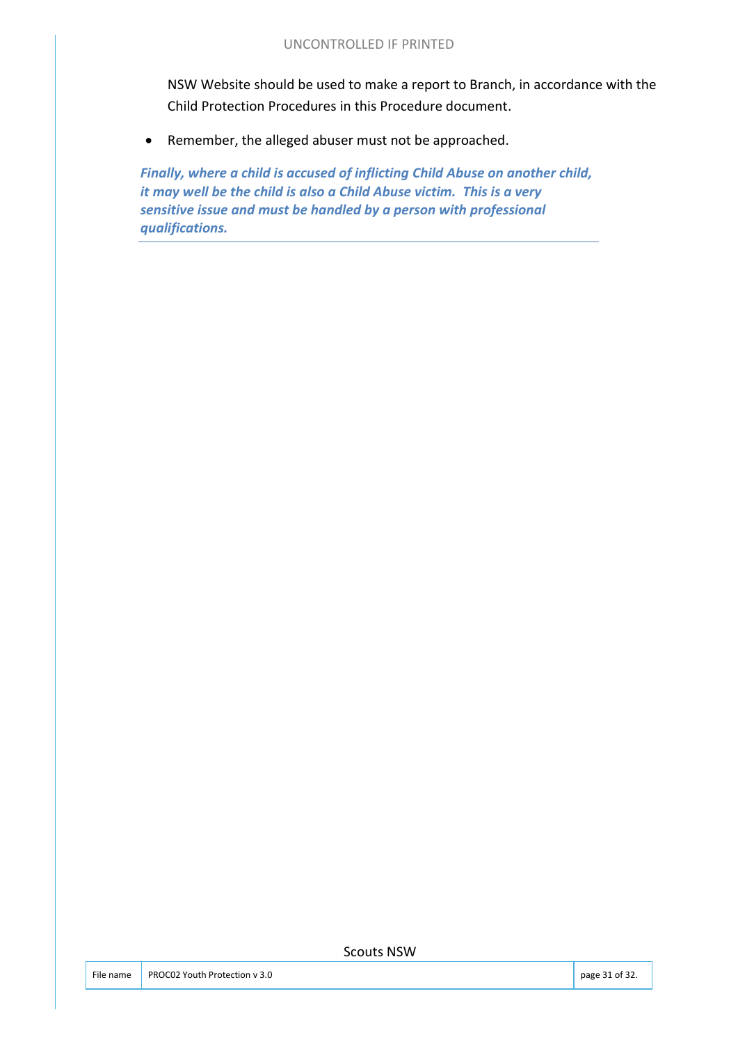NSW Website should be used to make a report to Branch, in accordance with the Child Protection Procedures in this Procedure document.

- Remember, the alleged abuser must not be approached.

***Finally, where a child is accused of inflicting Child Abuse on another child, it may well be the child is also a Child Abuse victim. This is a very sensitive issue and must be handled by a person with professional qualifications.***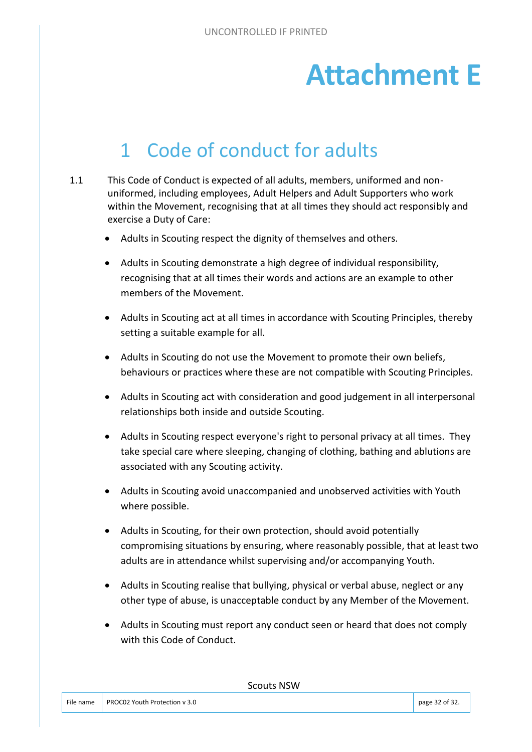# Attachment E

## 1 Code of conduct for adults

1.1 This Code of Conduct is expected of all adults, members, uniformed and non-uniformed, including employees, Adult Helpers and Adult Supporters who work within the Movement, recognising that at all times they should act responsibly and exercise a Duty of Care:

- Adults in Scouting respect the dignity of themselves and others.
- Adults in Scouting demonstrate a high degree of individual responsibility, recognising that at all times their words and actions are an example to other members of the Movement.
- Adults in Scouting act at all times in accordance with Scouting Principles, thereby setting a suitable example for all.
- Adults in Scouting do not use the Movement to promote their own beliefs, behaviours or practices where these are not compatible with Scouting Principles.
- Adults in Scouting act with consideration and good judgement in all interpersonal relationships both inside and outside Scouting.
- Adults in Scouting respect everyone's right to personal privacy at all times. They take special care where sleeping, changing of clothing, bathing and ablutions are associated with any Scouting activity.
- Adults in Scouting avoid unaccompanied and unobserved activities with Youth where possible.
- Adults in Scouting, for their own protection, should avoid potentially compromising situations by ensuring, where reasonably possible, that at least two adults are in attendance whilst supervising and/or accompanying Youth.
- Adults in Scouting realise that bullying, physical or verbal abuse, neglect or any other type of abuse, is unacceptable conduct by any Member of the Movement.
- Adults in Scouting must report any conduct seen or heard that does not comply with this Code of Conduct.